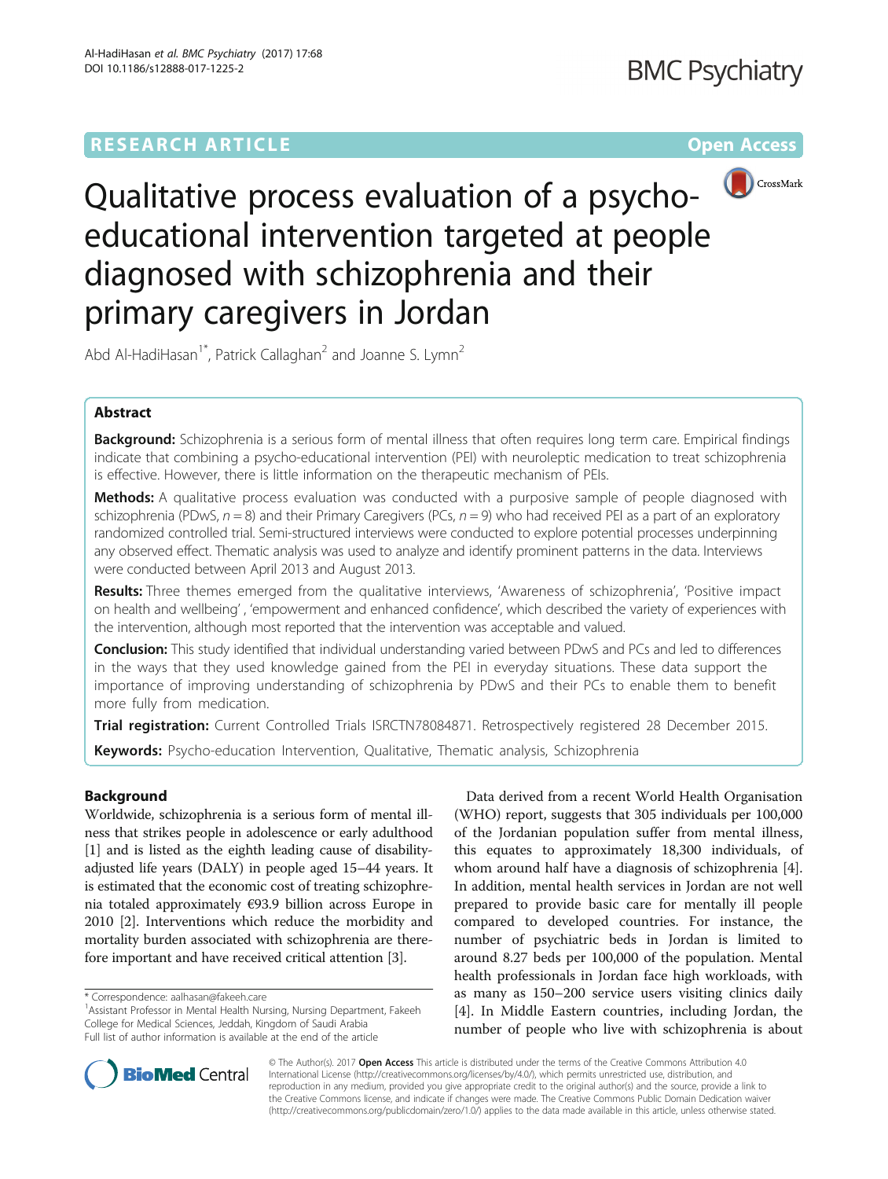**RESEARCH ARTICLE** **Open Access**

# Qualitative process evaluation of a psycho-educational intervention targeted at people diagnosed with schizophrenia and their primary caregivers in Jordan

Abd Al-HadiHasan[1*], Patrick Callaghan[2] and Joanne S. Lymn[2]

## Abstract

**Background:** Schizophrenia is a serious form of mental illness that often requires long term care. Empirical findings indicate that combining a psycho-educational intervention (PEI) with neuroleptic medication to treat schizophrenia is effective. However, there is little information on the therapeutic mechanism of PEIs.

**Methods:** A qualitative process evaluation was conducted with a purposive sample of people diagnosed with schizophrenia (PDwS, $n = 8$) and their Primary Caregivers (PCs, $n = 9$) who had received PEI as a part of an exploratory randomized controlled trial. Semi-structured interviews were conducted to explore potential processes underpinning any observed effect. Thematic analysis was used to analyze and identify prominent patterns in the data. Interviews were conducted between April 2013 and August 2013.

**Results:** Three themes emerged from the qualitative interviews, 'Awareness of schizophrenia', 'Positive impact on health and wellbeing' , 'empowerment and enhanced confidence', which described the variety of experiences with the intervention, although most reported that the intervention was acceptable and valued.

**Conclusion:** This study identified that individual understanding varied between PDwS and PCs and led to differences in the ways that they used knowledge gained from the PEI in everyday situations. These data support the importance of improving understanding of schizophrenia by PDwS and their PCs to enable them to benefit more fully from medication.

**Trial registration:** Current Controlled Trials ISRCTN78084871. Retrospectively registered 28 December 2015.

**Keywords:** Psycho-education Intervention, Qualitative, Thematic analysis, Schizophrenia

## Background

Worldwide, schizophrenia is a serious form of mental illness that strikes people in adolescence or early adulthood [1] and is listed as the eighth leading cause of disability-adjusted life years (DALY) in people aged 15–44 years. It is estimated that the economic cost of treating schizophrenia totaled approximately €93.9 billion across Europe in 2010 [2]. Interventions which reduce the morbidity and mortality burden associated with schizophrenia are therefore important and have received critical attention [3].

Data derived from a recent World Health Organisation (WHO) report, suggests that 305 individuals per 100,000 of the Jordanian population suffer from mental illness, this equates to approximately 18,300 individuals, of whom around half have a diagnosis of schizophrenia [4]. In addition, mental health services in Jordan are not well prepared to provide basic care for mentally ill people compared to developed countries. For instance, the number of psychiatric beds in Jordan is limited to around 8.27 beds per 100,000 of the population. Mental health professionals in Jordan face high workloads, with as many as 150–200 service users visiting clinics daily [4]. In Middle Eastern countries, including Jordan, the number of people who live with schizophrenia is about

\* Correspondence: aalhasan@fakeeh.care
[1]Assistant Professor in Mental Health Nursing, Nursing Department, Fakeeh College for Medical Sciences, Jeddah, Kingdom of Saudi Arabia
Full list of author information is available at the end of the article

© The Author(s). 2017 **Open Access** This article is distributed under the terms of the Creative Commons Attribution 4.0 International License (http://creativecommons.org/licenses/by/4.0/), which permits unrestricted use, distribution, and reproduction in any medium, provided you give appropriate credit to the original author(s) and the source, provide a link to the Creative Commons license, and indicate if changes were made. The Creative Commons Public Domain Dedication waiver (http://creativecommons.org/publicdomain/zero/1.0/) applies to the data made available in this article, unless otherwise stated.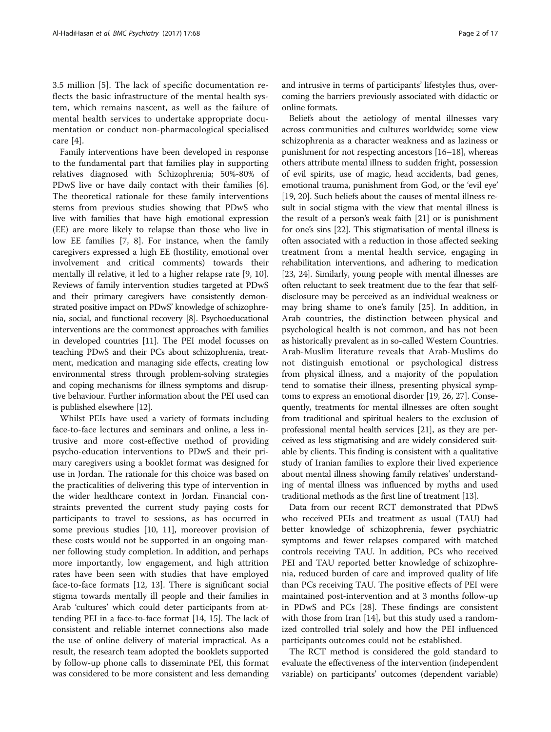3.5 million [5]. The lack of specific documentation reflects the basic infrastructure of the mental health system, which remains nascent, as well as the failure of mental health services to undertake appropriate documentation or conduct non-pharmacological specialised care [4].

Family interventions have been developed in response to the fundamental part that families play in supporting relatives diagnosed with Schizophrenia; 50%-80% of PDwS live or have daily contact with their families [6]. The theoretical rationale for these family interventions stems from previous studies showing that PDwS who live with families that have high emotional expression (EE) are more likely to relapse than those who live in low EE families [7, 8]. For instance, when the family caregivers expressed a high EE (hostility, emotional over involvement and critical comments) towards their mentally ill relative, it led to a higher relapse rate [9, 10]. Reviews of family intervention studies targeted at PDwS and their primary caregivers have consistently demonstrated positive impact on PDwS' knowledge of schizophrenia, social, and functional recovery [8]. Psychoeducational interventions are the commonest approaches with families in developed countries [11]. The PEI model focusses on teaching PDwS and their PCs about schizophrenia, treatment, medication and managing side effects, creating low environmental stress through problem-solving strategies and coping mechanisms for illness symptoms and disruptive behaviour. Further information about the PEI used can is published elsewhere [12].

Whilst PEIs have used a variety of formats including face-to-face lectures and seminars and online, a less intrusive and more cost-effective method of providing psycho-education interventions to PDwS and their primary caregivers using a booklet format was designed for use in Jordan. The rationale for this choice was based on the practicalities of delivering this type of intervention in the wider healthcare context in Jordan. Financial constraints prevented the current study paying costs for participants to travel to sessions, as has occurred in some previous studies [10, 11], moreover provision of these costs would not be supported in an ongoing manner following study completion. In addition, and perhaps more importantly, low engagement, and high attrition rates have been seen with studies that have employed face-to-face formats [12, 13]. There is significant social stigma towards mentally ill people and their families in Arab 'cultures' which could deter participants from attending PEI in a face-to-face format [14, 15]. The lack of consistent and reliable internet connections also made the use of online delivery of material impractical. As a result, the research team adopted the booklets supported by follow-up phone calls to disseminate PEI, this format was considered to be more consistent and less demanding and intrusive in terms of participants' lifestyles thus, overcoming the barriers previously associated with didactic or online formats.

Beliefs about the aetiology of mental illnesses vary across communities and cultures worldwide; some view schizophrenia as a character weakness and as laziness or punishment for not respecting ancestors [16–18], whereas others attribute mental illness to sudden fright, possession of evil spirits, use of magic, head accidents, bad genes, emotional trauma, punishment from God, or the 'evil eye' [19, 20]. Such beliefs about the causes of mental illness result in social stigma with the view that mental illness is the result of a person's weak faith [21] or is punishment for one's sins [22]. This stigmatisation of mental illness is often associated with a reduction in those affected seeking treatment from a mental health service, engaging in rehabilitation interventions, and adhering to medication [23, 24]. Similarly, young people with mental illnesses are often reluctant to seek treatment due to the fear that self-disclosure may be perceived as an individual weakness or may bring shame to one's family [25]. In addition, in Arab countries, the distinction between physical and psychological health is not common, and has not been as historically prevalent as in so-called Western Countries. Arab-Muslim literature reveals that Arab-Muslims do not distinguish emotional or psychological distress from physical illness, and a majority of the population tend to somatise their illness, presenting physical symptoms to express an emotional disorder [19, 26, 27]. Consequently, treatments for mental illnesses are often sought from traditional and spiritual healers to the exclusion of professional mental health services [21], as they are perceived as less stigmatising and are widely considered suitable by clients. This finding is consistent with a qualitative study of Iranian families to explore their lived experience about mental illness showing family relatives' understanding of mental illness was influenced by myths and used traditional methods as the first line of treatment [13].

Data from our recent RCT demonstrated that PDwS who received PEIs and treatment as usual (TAU) had better knowledge of schizophrenia, fewer psychiatric symptoms and fewer relapses compared with matched controls receiving TAU. In addition, PCs who received PEI and TAU reported better knowledge of schizophrenia, reduced burden of care and improved quality of life than PCs receiving TAU. The positive effects of PEI were maintained post-intervention and at 3 months follow-up in PDwS and PCs [28]. These findings are consistent with those from Iran [14], but this study used a randomized controlled trial solely and how the PEI influenced participants outcomes could not be established.

The RCT method is considered the gold standard to evaluate the effectiveness of the intervention (independent variable) on participants' outcomes (dependent variable)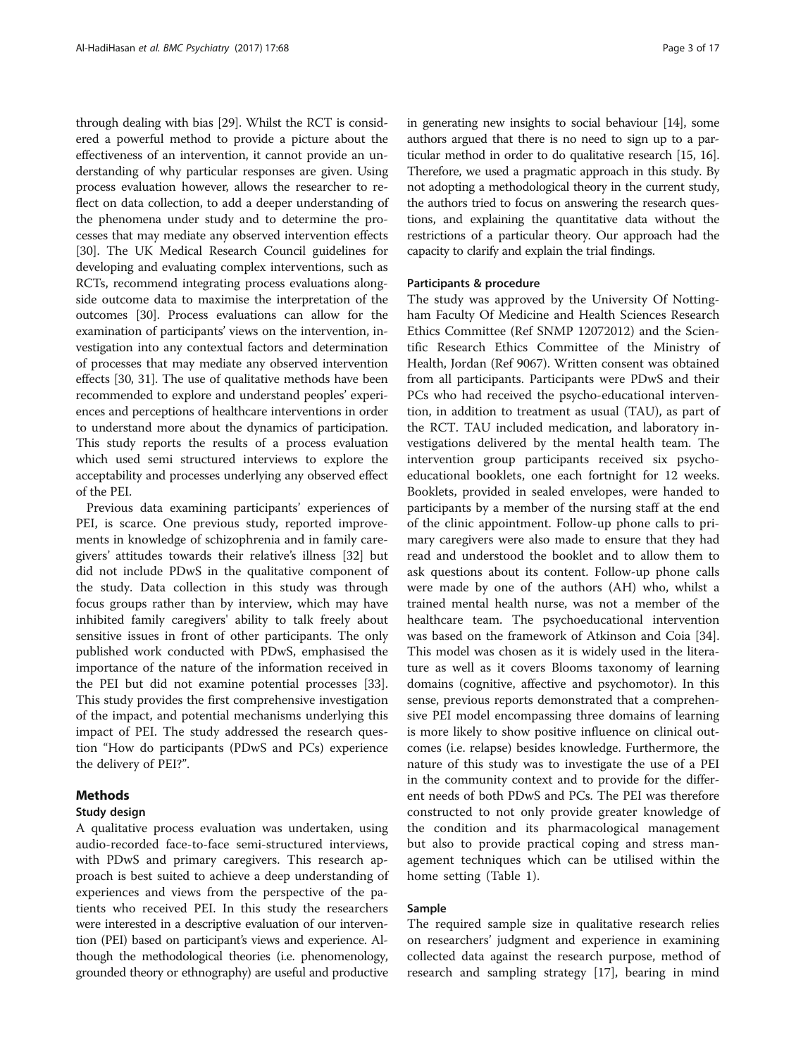through dealing with bias [29]. Whilst the RCT is considered a powerful method to provide a picture about the effectiveness of an intervention, it cannot provide an understanding of why particular responses are given. Using process evaluation however, allows the researcher to reflect on data collection, to add a deeper understanding of the phenomena under study and to determine the processes that may mediate any observed intervention effects [30]. The UK Medical Research Council guidelines for developing and evaluating complex interventions, such as RCTs, recommend integrating process evaluations alongside outcome data to maximise the interpretation of the outcomes [30]. Process evaluations can allow for the examination of participants' views on the intervention, investigation into any contextual factors and determination of processes that may mediate any observed intervention effects [30, 31]. The use of qualitative methods have been recommended to explore and understand peoples' experiences and perceptions of healthcare interventions in order to understand more about the dynamics of participation. This study reports the results of a process evaluation which used semi structured interviews to explore the acceptability and processes underlying any observed effect of the PEI.

Previous data examining participants' experiences of PEI, is scarce. One previous study, reported improvements in knowledge of schizophrenia and in family caregivers' attitudes towards their relative's illness [32] but did not include PDwS in the qualitative component of the study. Data collection in this study was through focus groups rather than by interview, which may have inhibited family caregivers' ability to talk freely about sensitive issues in front of other participants. The only published work conducted with PDwS, emphasised the importance of the nature of the information received in the PEI but did not examine potential processes [33]. This study provides the first comprehensive investigation of the impact, and potential mechanisms underlying this impact of PEI. The study addressed the research question "How do participants (PDwS and PCs) experience the delivery of PEI?".

## Methods

### Study design

A qualitative process evaluation was undertaken, using audio-recorded face-to-face semi-structured interviews, with PDwS and primary caregivers. This research approach is best suited to achieve a deep understanding of experiences and views from the perspective of the patients who received PEI. In this study the researchers were interested in a descriptive evaluation of our intervention (PEI) based on participant's views and experience. Although the methodological theories (i.e. phenomenology, grounded theory or ethnography) are useful and productive in generating new insights to social behaviour [14], some authors argued that there is no need to sign up to a particular method in order to do qualitative research [15, 16]. Therefore, we used a pragmatic approach in this study. By not adopting a methodological theory in the current study, the authors tried to focus on answering the research questions, and explaining the quantitative data without the restrictions of a particular theory. Our approach had the capacity to clarify and explain the trial findings.

### Participants & procedure

The study was approved by the University Of Nottingham Faculty Of Medicine and Health Sciences Research Ethics Committee (Ref SNMP 12072012) and the Scientific Research Ethics Committee of the Ministry of Health, Jordan (Ref 9067). Written consent was obtained from all participants. Participants were PDwS and their PCs who had received the psycho-educational intervention, in addition to treatment as usual (TAU), as part of the RCT. TAU included medication, and laboratory investigations delivered by the mental health team. The intervention group participants received six psychoeducational booklets, one each fortnight for 12 weeks. Booklets, provided in sealed envelopes, were handed to participants by a member of the nursing staff at the end of the clinic appointment. Follow-up phone calls to primary caregivers were also made to ensure that they had read and understood the booklet and to allow them to ask questions about its content. Follow-up phone calls were made by one of the authors (AH) who, whilst a trained mental health nurse, was not a member of the healthcare team. The psychoeducational intervention was based on the framework of Atkinson and Coia [34]. This model was chosen as it is widely used in the literature as well as it covers Blooms taxonomy of learning domains (cognitive, affective and psychomotor). In this sense, previous reports demonstrated that a comprehensive PEI model encompassing three domains of learning is more likely to show positive influence on clinical outcomes (i.e. relapse) besides knowledge. Furthermore, the nature of this study was to investigate the use of a PEI in the community context and to provide for the different needs of both PDwS and PCs. The PEI was therefore constructed to not only provide greater knowledge of the condition and its pharmacological management but also to provide practical coping and stress management techniques which can be utilised within the home setting (Table 1).

### Sample

The required sample size in qualitative research relies on researchers' judgment and experience in examining collected data against the research purpose, method of research and sampling strategy [17], bearing in mind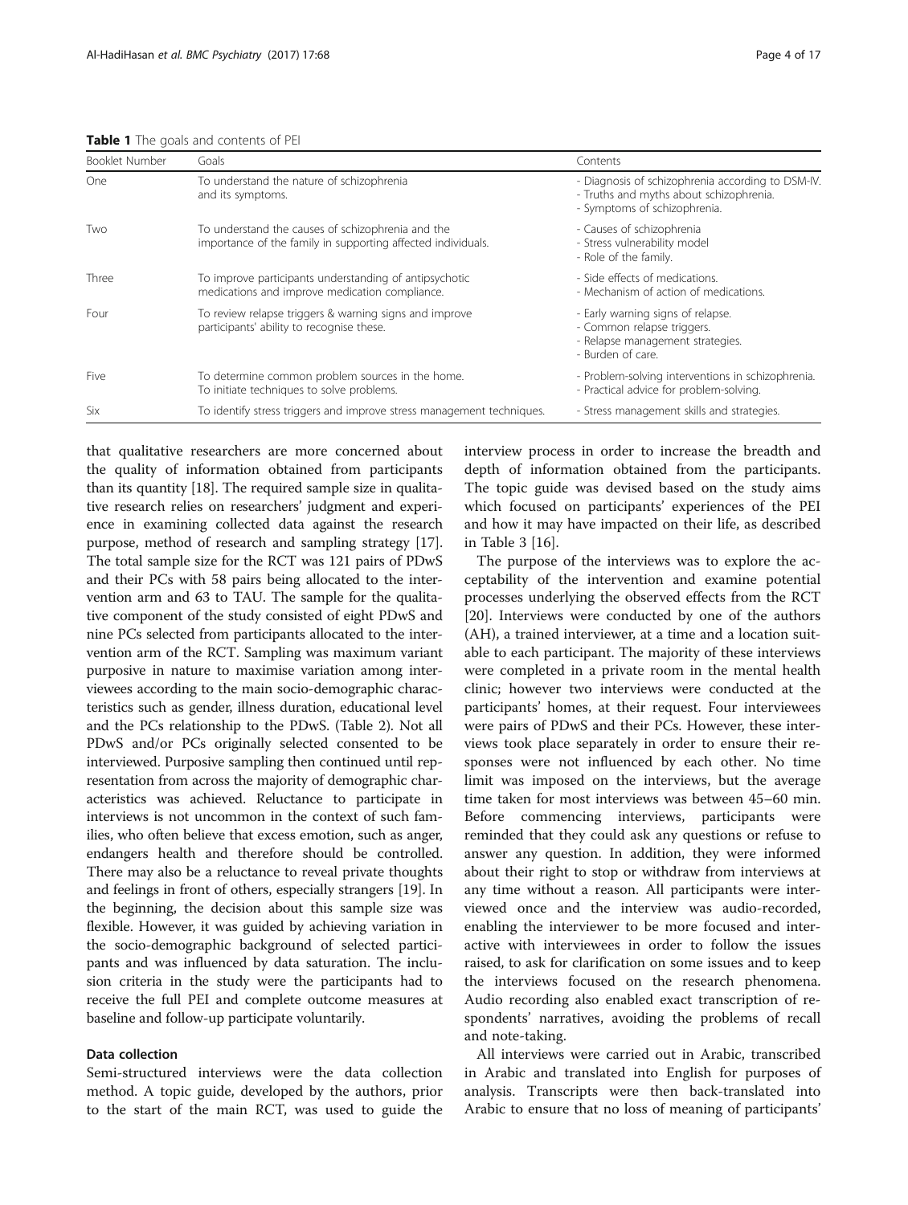**Table 1** The goals and contents of PEI

| Booklet Number | Goals | Contents |
|---|---|---|
| One | To understand the nature of schizophrenia and its symptoms. | - Diagnosis of schizophrenia according to DSM-IV.<br>- Truths and myths about schizophrenia.<br>- Symptoms of schizophrenia. |
| Two | To understand the causes of schizophrenia and the importance of the family in supporting affected individuals. | - Causes of schizophrenia<br>- Stress vulnerability model<br>- Role of the family. |
| Three | To improve participants understanding of antipsychotic medications and improve medication compliance. | - Side effects of medications.<br>- Mechanism of action of medications. |
| Four | To review relapse triggers & warning signs and improve participants' ability to recognise these. | - Early warning signs of relapse.<br>- Common relapse triggers.<br>- Relapse management strategies.<br>- Burden of care. |
| Five | To determine common problem sources in the home.<br>To initiate techniques to solve problems. | - Problem-solving interventions in schizophrenia.<br>- Practical advice for problem-solving. |
| Six | To identify stress triggers and improve stress management techniques. | - Stress management skills and strategies. |

that qualitative researchers are more concerned about the quality of information obtained from participants than its quantity [18]. The required sample size in qualitative research relies on researchers' judgment and experience in examining collected data against the research purpose, method of research and sampling strategy [17]. The total sample size for the RCT was 121 pairs of PDwS and their PCs with 58 pairs being allocated to the intervention arm and 63 to TAU. The sample for the qualitative component of the study consisted of eight PDwS and nine PCs selected from participants allocated to the intervention arm of the RCT. Sampling was maximum variant purposive in nature to maximise variation among interviewees according to the main socio-demographic characteristics such as gender, illness duration, educational level and the PCs relationship to the PDwS. (Table 2). Not all PDwS and/or PCs originally selected consented to be interviewed. Purposive sampling then continued until representation from across the majority of demographic characteristics was achieved. Reluctance to participate in interviews is not uncommon in the context of such families, who often believe that excess emotion, such as anger, endangers health and therefore should be controlled. There may also be a reluctance to reveal private thoughts and feelings in front of others, especially strangers [19]. In the beginning, the decision about this sample size was flexible. However, it was guided by achieving variation in the socio-demographic background of selected participants and was influenced by data saturation. The inclusion criteria in the study were the participants had to receive the full PEI and complete outcome measures at baseline and follow-up participate voluntarily.

### Data collection

Semi-structured interviews were the data collection method. A topic guide, developed by the authors, prior to the start of the main RCT, was used to guide the interview process in order to increase the breadth and depth of information obtained from the participants. The topic guide was devised based on the study aims which focused on participants' experiences of the PEI and how it may have impacted on their life, as described in Table 3 [16].

The purpose of the interviews was to explore the acceptability of the intervention and examine potential processes underlying the observed effects from the RCT [20]. Interviews were conducted by one of the authors (AH), a trained interviewer, at a time and a location suitable to each participant. The majority of these interviews were completed in a private room in the mental health clinic; however two interviews were conducted at the participants' homes, at their request. Four interviewees were pairs of PDwS and their PCs. However, these interviews took place separately in order to ensure their responses were not influenced by each other. No time limit was imposed on the interviews, but the average time taken for most interviews was between 45–60 min. Before commencing interviews, participants were reminded that they could ask any questions or refuse to answer any question. In addition, they were informed about their right to stop or withdraw from interviews at any time without a reason. All participants were interviewed once and the interview was audio-recorded, enabling the interviewer to be more focused and interactive with interviewees in order to follow the issues raised, to ask for clarification on some issues and to keep the interviews focused on the research phenomena. Audio recording also enabled exact transcription of respondents' narratives, avoiding the problems of recall and note-taking.

All interviews were carried out in Arabic, transcribed in Arabic and translated into English for purposes of analysis. Transcripts were then back-translated into Arabic to ensure that no loss of meaning of participants'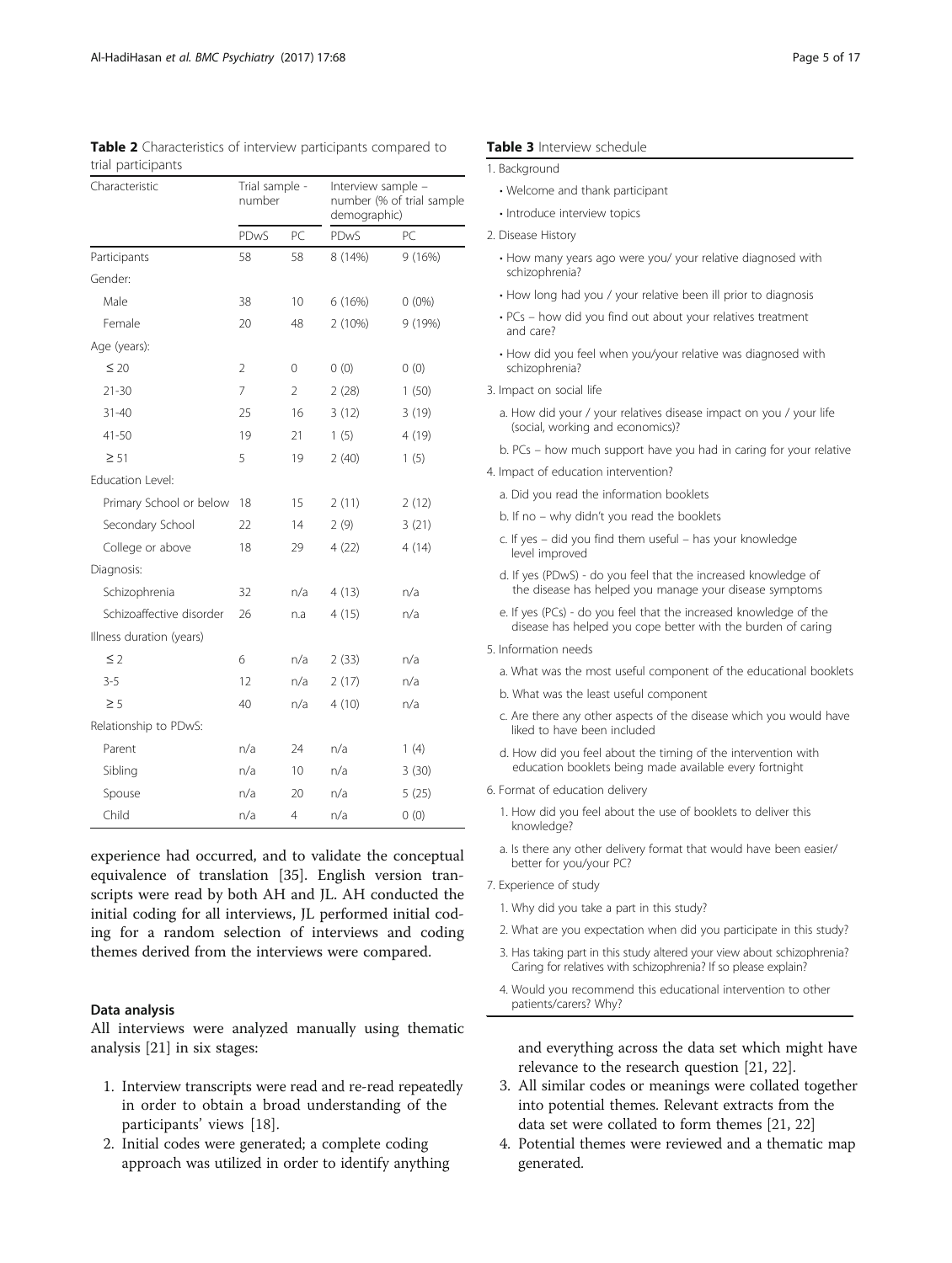**Table 2** Characteristics of interview participants compared to trial participants

| Characteristic | Trial sample - number | | Interview sample – number (% of trial sample demographic) | |
|---|---|---|---|---|
| | PDwS | PC | PDwS | PC |
| Participants | 58 | 58 | 8 (14%) | 9 (16%) |
| Gender: | | | | |
| Male | 38 | 10 | 6 (16%) | 0 (0%) |
| Female | 20 | 48 | 2 (10%) | 9 (19%) |
| Age (years): | | | | |
| ≤ 20 | 2 | 0 | 0 (0) | 0 (0) |
| 21-30 | 7 | 2 | 2 (28) | 1 (50) |
| 31-40 | 25 | 16 | 3 (12) | 3 (19) |
| 41-50 | 19 | 21 | 1 (5) | 4 (19) |
| ≥ 51 | 5 | 19 | 2 (40) | 1 (5) |
| Education Level: | | | | |
| Primary School or below | 18 | 15 | 2 (11) | 2 (12) |
| Secondary School | 22 | 14 | 2 (9) | 3 (21) |
| College or above | 18 | 29 | 4 (22) | 4 (14) |
| Diagnosis: | | | | |
| Schizophrenia | 32 | n/a | 4 (13) | n/a |
| Schizoaffective disorder | 26 | n.a | 4 (15) | n/a |
| Illness duration (years) | | | | |
| ≤ 2 | 6 | n/a | 2 (33) | n/a |
| 3-5 | 12 | n/a | 2 (17) | n/a |
| ≥ 5 | 40 | n/a | 4 (10) | n/a |
| Relationship to PDwS: | | | | |
| Parent | n/a | 24 | n/a | 1 (4) |
| Sibling | n/a | 10 | n/a | 3 (30) |
| Spouse | n/a | 20 | n/a | 5 (25) |
| Child | n/a | 4 | n/a | 0 (0) |

experience had occurred, and to validate the conceptual equivalence of translation [35]. English version transcripts were read by both AH and JL. AH conducted the initial coding for all interviews, JL performed initial coding for a random selection of interviews and coding themes derived from the interviews were compared.

### Data analysis

All interviews were analyzed manually using thematic analysis [21] in six stages:

1. Interview transcripts were read and re-read repeatedly in order to obtain a broad understanding of the participants' views [18].
2. Initial codes were generated; a complete coding approach was utilized in order to identify anything and everything across the data set which might have relevance to the research question [21, 22].
3. All similar codes or meanings were collated together into potential themes. Relevant extracts from the data set were collated to form themes [21, 22]
4. Potential themes were reviewed and a thematic map generated.

**Table 3** Interview schedule

1. Background
   - Welcome and thank participant
   - Introduce interview topics
2. Disease History
   - How many years ago were you/ your relative diagnosed with schizophrenia?
   - How long had you / your relative been ill prior to diagnosis
   - PCs – how did you find out about your relatives treatment and care?
   - How did you feel when you/your relative was diagnosed with schizophrenia?
3. Impact on social life
   - a. How did your / your relatives disease impact on you / your life (social, working and economics)?
   - b. PCs – how much support have you had in caring for your relative
4. Impact of education intervention?
   - a. Did you read the information booklets
   - b. If no – why didn't you read the booklets
   - c. If yes – did you find them useful – has your knowledge level improved
   - d. If yes (PDwS) - do you feel that the increased knowledge of the disease has helped you manage your disease symptoms
   - e. If yes (PCs) - do you feel that the increased knowledge of the disease has helped you cope better with the burden of caring
5. Information needs
   - a. What was the most useful component of the educational booklets
   - b. What was the least useful component
   - c. Are there any other aspects of the disease which you would have liked to have been included
   - d. How did you feel about the timing of the intervention with education booklets being made available every fortnight
6. Format of education delivery
   - 1. How did you feel about the use of booklets to deliver this knowledge?
   - a. Is there any other delivery format that would have been easier/ better for you/your PC?
7. Experience of study
   - 1. Why did you take a part in this study?
   - 2. What are you expectation when did you participate in this study?
   - 3. Has taking part in this study altered your view about schizophrenia? Caring for relatives with schizophrenia? If so please explain?
   - 4. Would you recommend this educational intervention to other patients/carers? Why?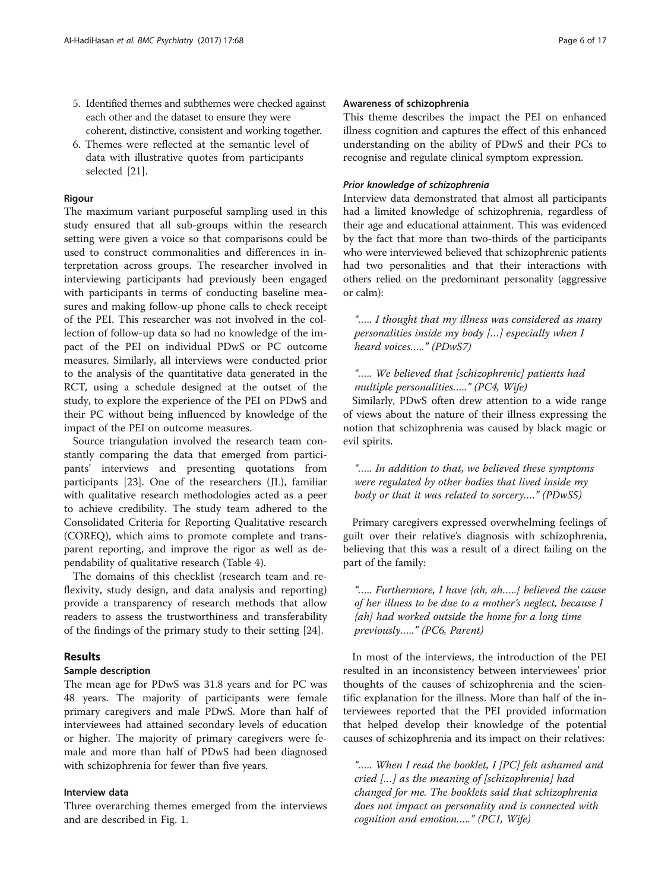5. Identified themes and subthemes were checked against each other and the dataset to ensure they were coherent, distinctive, consistent and working together.
6. Themes were reflected at the semantic level of data with illustrative quotes from participants selected [21].

### Rigour

The maximum variant purposeful sampling used in this study ensured that all sub-groups within the research setting were given a voice so that comparisons could be used to construct commonalities and differences in interpretation across groups. The researcher involved in interviewing participants had previously been engaged with participants in terms of conducting baseline measures and making follow-up phone calls to check receipt of the PEI. This researcher was not involved in the collection of follow-up data so had no knowledge of the impact of the PEI on individual PDwS or PC outcome measures. Similarly, all interviews were conducted prior to the analysis of the quantitative data generated in the RCT, using a schedule designed at the outset of the study, to explore the experience of the PEI on PDwS and their PC without being influenced by knowledge of the impact of the PEI on outcome measures.

Source triangulation involved the research team constantly comparing the data that emerged from participants' interviews and presenting quotations from participants [23]. One of the researchers (JL), familiar with qualitative research methodologies acted as a peer to achieve credibility. The study team adhered to the Consolidated Criteria for Reporting Qualitative research (COREQ), which aims to promote complete and transparent reporting, and improve the rigor as well as dependability of qualitative research (Table 4).

The domains of this checklist (research team and reflexivity, study design, and data analysis and reporting) provide a transparency of research methods that allow readers to assess the trustworthiness and transferability of the findings of the primary study to their setting [24].

## Results

### Sample description

The mean age for PDwS was 31.8 years and for PC was 48 years. The majority of participants were female primary caregivers and male PDwS. More than half of interviewees had attained secondary levels of education or higher. The majority of primary caregivers were female and more than half of PDwS had been diagnosed with schizophrenia for fewer than five years.

### Interview data

Three overarching themes emerged from the interviews and are described in Fig. 1.

### Awareness of schizophrenia

This theme describes the impact the PEI on enhanced illness cognition and captures the effect of this enhanced understanding on the ability of PDwS and their PCs to recognise and regulate clinical symptom expression.

#### *Prior knowledge of schizophrenia*

Interview data demonstrated that almost all participants had a limited knowledge of schizophrenia, regardless of their age and educational attainment. This was evidenced by the fact that more than two-thirds of the participants who were interviewed believed that schizophrenic patients had two personalities and that their interactions with others relied on the predominant personality (aggressive or calm):

> *"….. I thought that my illness was considered as many personalities inside my body […] especially when I heard voices….." (PDwS7)*

> *"….. We believed that [schizophrenic] patients had multiple personalities….." (PC4, Wife)*

Similarly, PDwS often drew attention to a wide range of views about the nature of their illness expressing the notion that schizophrenia was caused by black magic or evil spirits.

> *"….. In addition to that, we believed these symptoms were regulated by other bodies that lived inside my body or that it was related to sorcery…." (PDwS5)*

Primary caregivers expressed overwhelming feelings of guilt over their relative's diagnosis with schizophrenia, believing that this was a result of a direct failing on the part of the family:

> *"….. Furthermore, I have {ah, ah…..} believed the cause of her illness to be due to a mother's neglect, because I {ah} had worked outside the home for a long time previously….." (PC6, Parent)*

In most of the interviews, the introduction of the PEI resulted in an inconsistency between interviewees' prior thoughts of the causes of schizophrenia and the scientific explanation for the illness. More than half of the interviewees reported that the PEI provided information that helped develop their knowledge of the potential causes of schizophrenia and its impact on their relatives:

> *"….. When I read the booklet, I [PC] felt ashamed and cried […] as the meaning of [schizophrenia] had changed for me. The booklets said that schizophrenia does not impact on personality and is connected with cognition and emotion….." (PC1, Wife)*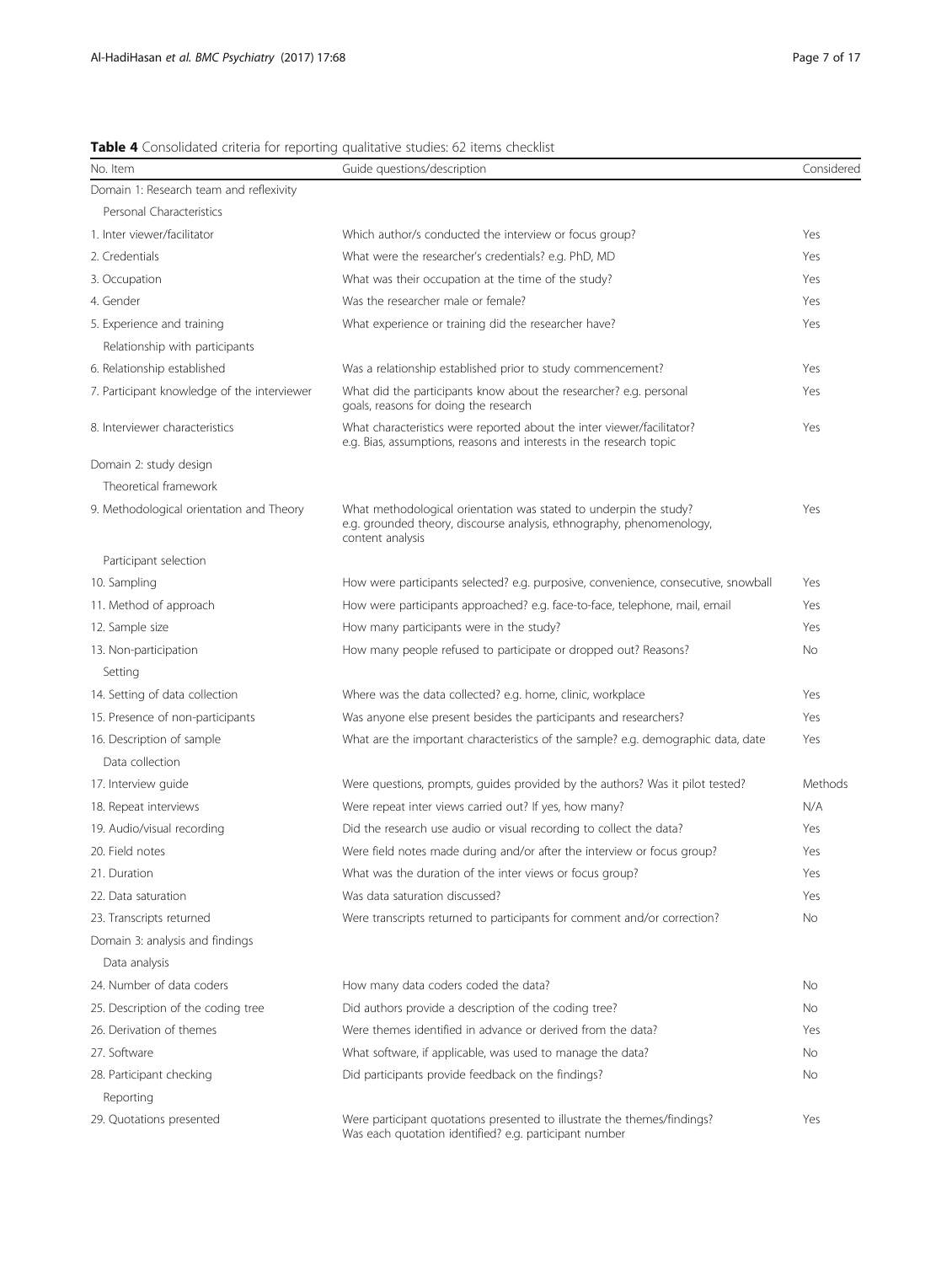**Table 4** Consolidated criteria for reporting qualitative studies: 62 items checklist

| No. Item | Guide questions/description | Considered |
|---|---|---|
| Domain 1: Research team and reflexivity | | |
| Personal Characteristics | | |
| 1. Inter viewer/facilitator | Which author/s conducted the interview or focus group? | Yes |
| 2. Credentials | What were the researcher's credentials? e.g. PhD, MD | Yes |
| 3. Occupation | What was their occupation at the time of the study? | Yes |
| 4. Gender | Was the researcher male or female? | Yes |
| 5. Experience and training | What experience or training did the researcher have? | Yes |
| Relationship with participants | | |
| 6. Relationship established | Was a relationship established prior to study commencement? | Yes |
| 7. Participant knowledge of the interviewer | What did the participants know about the researcher? e.g. personal goals, reasons for doing the research | Yes |
| 8. Interviewer characteristics | What characteristics were reported about the inter viewer/facilitator? e.g. Bias, assumptions, reasons and interests in the research topic | Yes |
| Domain 2: study design | | |
| Theoretical framework | | |
| 9. Methodological orientation and Theory | What methodological orientation was stated to underpin the study? e.g. grounded theory, discourse analysis, ethnography, phenomenology, content analysis | Yes |
| Participant selection | | |
| 10. Sampling | How were participants selected? e.g. purposive, convenience, consecutive, snowball | Yes |
| 11. Method of approach | How were participants approached? e.g. face-to-face, telephone, mail, email | Yes |
| 12. Sample size | How many participants were in the study? | Yes |
| 13. Non-participation | How many people refused to participate or dropped out? Reasons? | No |
| Setting | | |
| 14. Setting of data collection | Where was the data collected? e.g. home, clinic, workplace | Yes |
| 15. Presence of non-participants | Was anyone else present besides the participants and researchers? | Yes |
| 16. Description of sample | What are the important characteristics of the sample? e.g. demographic data, date | Yes |
| Data collection | | |
| 17. Interview guide | Were questions, prompts, guides provided by the authors? Was it pilot tested? | Methods |
| 18. Repeat interviews | Were repeat inter views carried out? If yes, how many? | N/A |
| 19. Audio/visual recording | Did the research use audio or visual recording to collect the data? | Yes |
| 20. Field notes | Were field notes made during and/or after the interview or focus group? | Yes |
| 21. Duration | What was the duration of the inter views or focus group? | Yes |
| 22. Data saturation | Was data saturation discussed? | Yes |
| 23. Transcripts returned | Were transcripts returned to participants for comment and/or correction? | No |
| Domain 3: analysis and findings | | |
| Data analysis | | |
| 24. Number of data coders | How many data coders coded the data? | No |
| 25. Description of the coding tree | Did authors provide a description of the coding tree? | No |
| 26. Derivation of themes | Were themes identified in advance or derived from the data? | Yes |
| 27. Software | What software, if applicable, was used to manage the data? | No |
| 28. Participant checking | Did participants provide feedback on the findings? | No |
| Reporting | | |
| 29. Quotations presented | Were participant quotations presented to illustrate the themes/findings? Was each quotation identified? e.g. participant number | Yes |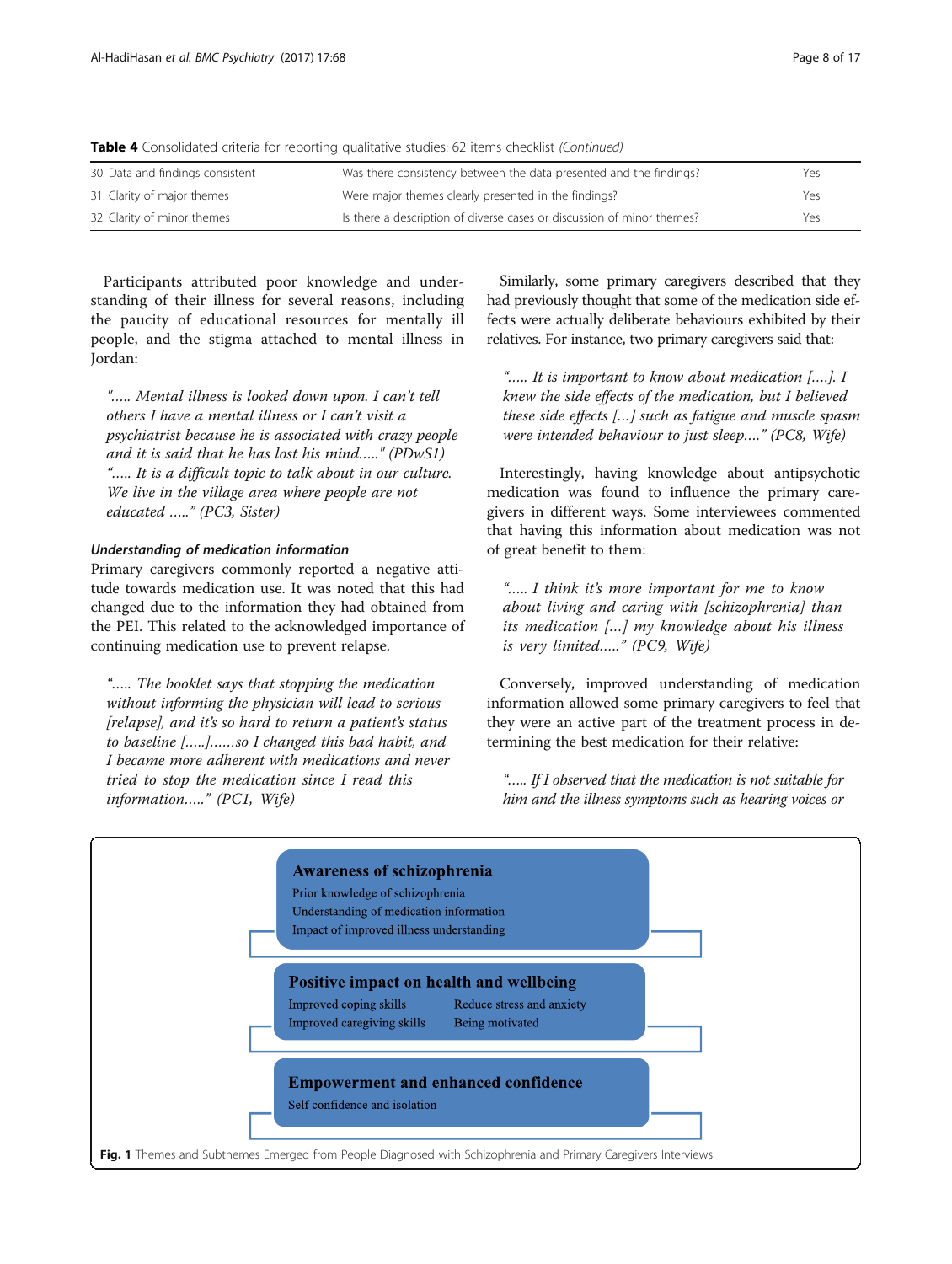**Table 4** Consolidated criteria for reporting qualitative studies: 62 items checklist *(Continued)*

| | | |
|---|---|---|
| 30. Data and findings consistent | Was there consistency between the data presented and the findings? | Yes |
| 31. Clarity of major themes | Were major themes clearly presented in the findings? | Yes |
| 32. Clarity of minor themes | Is there a description of diverse cases or discussion of minor themes? | Yes |

Participants attributed poor knowledge and understanding of their illness for several reasons, including the paucity of educational resources for mentally ill people, and the stigma attached to mental illness in Jordan:

> *"….. Mental illness is looked down upon. I can't tell others I have a mental illness or I can't visit a psychiatrist because he is associated with crazy people and it is said that he has lost his mind….." (PDwS1)*
> *"….. It is a difficult topic to talk about in our culture. We live in the village area where people are not educated ….." (PC3, Sister)*

#### Understanding of medication information

Primary caregivers commonly reported a negative attitude towards medication use. It was noted that this had changed due to the information they had obtained from the PEI. This related to the acknowledged importance of continuing medication use to prevent relapse.

> *"….. The booklet says that stopping the medication without informing the physician will lead to serious [relapse], and it's so hard to return a patient's status to baseline […..]……so I changed this bad habit, and I became more adherent with medications and never tried to stop the medication since I read this information….." (PC1, Wife)*

Similarly, some primary caregivers described that they had previously thought that some of the medication side effects were actually deliberate behaviours exhibited by their relatives. For instance, two primary caregivers said that:

> *"….. It is important to know about medication [….]. I knew the side effects of the medication, but I believed these side effects […] such as fatigue and muscle spasm were intended behaviour to just sleep…." (PC8, Wife)*

Interestingly, having knowledge about antipsychotic medication was found to influence the primary caregivers in different ways. Some interviewees commented that having this information about medication was not of great benefit to them:

> *"….. I think it's more important for me to know about living and caring with [schizophrenia] than its medication […] my knowledge about his illness is very limited….." (PC9, Wife)*

Conversely, improved understanding of medication information allowed some primary caregivers to feel that they were an active part of the treatment process in determining the best medication for their relative:

> *"….. If I observed that the medication is not suitable for him and the illness symptoms such as hearing voices or*

**Awareness of schizophrenia**
- Prior knowledge of schizophrenia
- Understanding of medication information
- Impact of improved illness understanding

**Positive impact on health and wellbeing**
- Improved coping skills
- Reduce stress and anxiety
- Improved caregiving skills
- Being motivated

**Empowerment and enhanced confidence**
- Self confidence and isolation

**Fig. 1** Themes and Subthemes Emerged from People Diagnosed with Schizophrenia and Primary Caregivers Interviews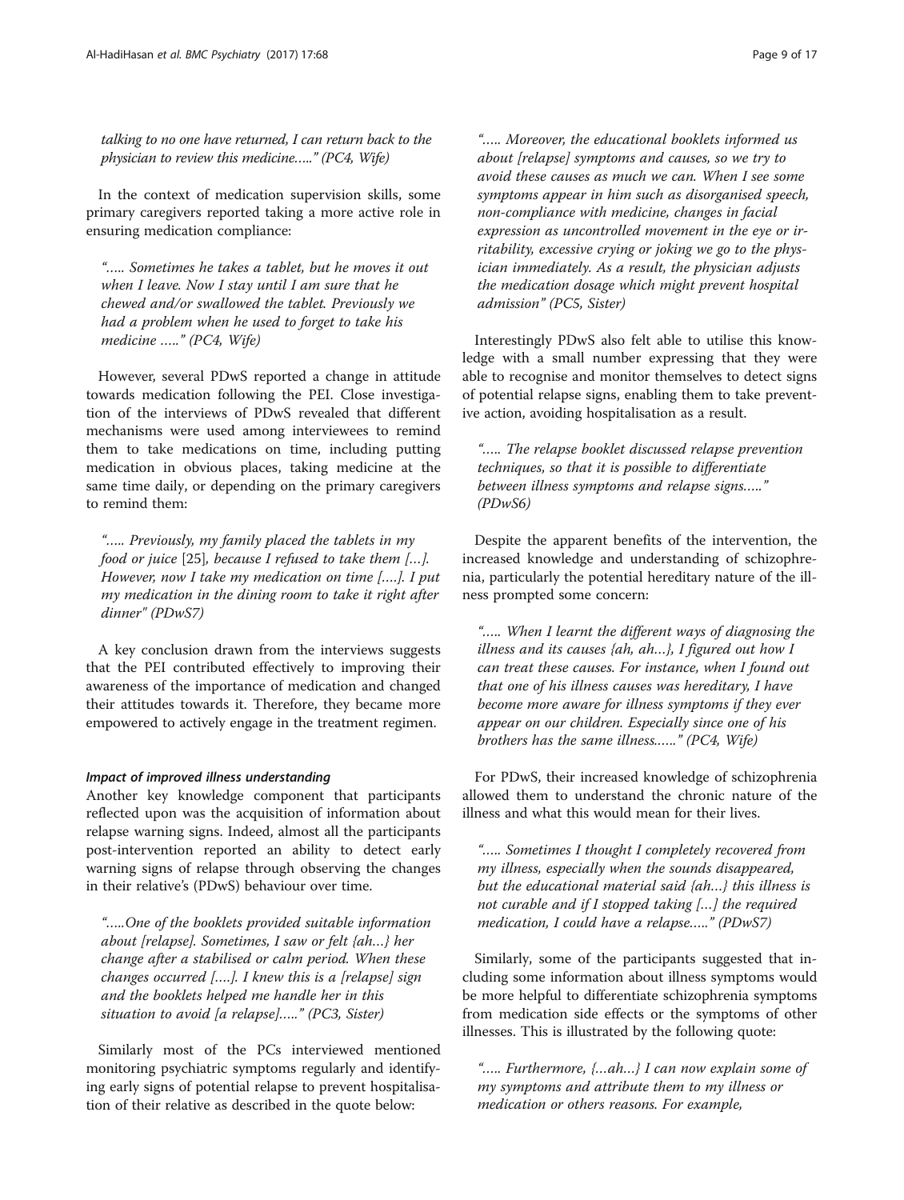*talking to no one have returned, I can return back to the physician to review this medicine….." (PC4, Wife)*

In the context of medication supervision skills, some primary caregivers reported taking a more active role in ensuring medication compliance:

> *"….. Sometimes he takes a tablet, but he moves it out when I leave. Now I stay until I am sure that he chewed and/or swallowed the tablet. Previously we had a problem when he used to forget to take his medicine ….." (PC4, Wife)*

However, several PDwSs reported a change in attitude towards medication following the PEI. Close investigation of the interviews of PDwSs revealed that different mechanisms were used among interviewees to remind them to take medications on time, including putting medication in obvious places, taking medicine at the same time daily, or depending on the primary caregivers to remind them:

> *"….. Previously, my family placed the tablets in my food or juice* [25]*, because I refused to take them […]. However, now I take my medication on time [….]. I put my medication in the dining room to take it right after dinner" (PDwS7)*

A key conclusion drawn from the interviews suggests that the PEI contributed effectively to improving their awareness of the importance of medication and changed their attitudes towards it. Therefore, they became more empowered to actively engage in the treatment regimen.

#### *Impact of improved illness understanding*

Another key knowledge component that participants reflected upon was the acquisition of information about relapse warning signs. Indeed, almost all the participants post-intervention reported an ability to detect early warning signs of relapse through observing the changes in their relative's (PDwS) behaviour over time.

> *"…..One of the booklets provided suitable information about [relapse]. Sometimes, I saw or felt {ah…} her change after a stabilised or calm period. When these changes occurred [….]. I knew this is a [relapse] sign and the booklets helped me handle her in this situation to avoid [a relapse]….." (PC3, Sister)*

Similarly most of the PCs interviewed mentioned monitoring psychiatric symptoms regularly and identifying early signs of potential relapse to prevent hospitalisation of their relative as described in the quote below:

> *"….. Moreover, the educational booklets informed us about [relapse] symptoms and causes, so we try to avoid these causes as much we can. When I see some symptoms appear in him such as disorganised speech, non-compliance with medicine, changes in facial expression as uncontrolled movement in the eye or irritability, excessive crying or joking we go to the physician immediately. As a result, the physician adjusts the medication dosage which might prevent hospital admission" (PC5, Sister)*

Interestingly PDwS also felt able to utilise this knowledge with a small number expressing that they were able to recognise and monitor themselves to detect signs of potential relapse signs, enabling them to take preventive action, avoiding hospitalisation as a result.

> *"….. The relapse booklet discussed relapse prevention techniques, so that it is possible to differentiate between illness symptoms and relapse signs….." (PDwS6)*

Despite the apparent benefits of the intervention, the increased knowledge and understanding of schizophrenia, particularly the potential hereditary nature of the illness prompted some concern:

> *"….. When I learnt the different ways of diagnosing the illness and its causes {ah, ah…}, I figured out how I can treat these causes. For instance, when I found out that one of his illness causes was hereditary, I have become more aware for illness symptoms if they ever appear on our children. Especially since one of his brothers has the same illness……" (PC4, Wife)*

For PDwS, their increased knowledge of schizophrenia allowed them to understand the chronic nature of the illness and what this would mean for their lives.

> *"….. Sometimes I thought I completely recovered from my illness, especially when the sounds disappeared, but the educational material said {ah…} this illness is not curable and if I stopped taking […] the required medication, I could have a relapse….." (PDwS7)*

Similarly, some of the participants suggested that including some information about illness symptoms would be more helpful to differentiate schizophrenia symptoms from medication side effects or the symptoms of other illnesses. This is illustrated by the following quote:

> *"….. Furthermore, {…ah…} I can now explain some of my symptoms and attribute them to my illness or medication or others reasons. For example,*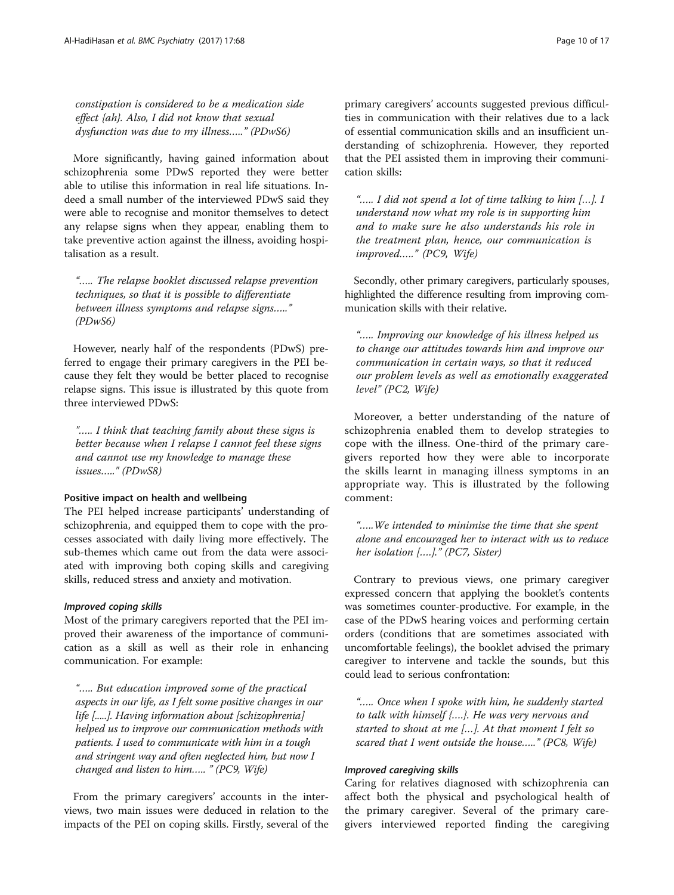constipation is considered to be a medication side effect {ah}. Also, I did not know that sexual dysfunction was due to my illness….." (PDwS6)

More significantly, having gained information about schizophrenia some PDwS reported they were better able to utilise this information in real life situations. Indeed a small number of the interviewed PDwS said they were able to recognise and monitor themselves to detect any relapse signs when they appear, enabling them to take preventive action against the illness, avoiding hospitalisation as a result.

> "….. The relapse booklet discussed relapse prevention techniques, so that it is possible to differentiate between illness symptoms and relapse signs….." (PDwS6)

However, nearly half of the respondents (PDwS) preferred to engage their primary caregivers in the PEI because they felt they would be better placed to recognise relapse signs. This issue is illustrated by this quote from three interviewed PDwS:

> "….. I think that teaching family about these signs is better because when I relapse I cannot feel these signs and cannot use my knowledge to manage these issues….." (PDwS8)

#### Positive impact on health and wellbeing

The PEI helped increase participants' understanding of schizophrenia, and equipped them to cope with the processes associated with daily living more effectively. The sub-themes which came out from the data were associated with improving both coping skills and caregiving skills, reduced stress and anxiety and motivation.

##### *Improved coping skills*

Most of the primary caregivers reported that the PEI improved their awareness of the importance of communication as a skill as well as their role in enhancing communication. For example:

> "….. But education improved some of the practical aspects in our life, as I felt some positive changes in our life [.....]. Having information about [schizophrenia] helped us to improve our communication methods with patients. I used to communicate with him in a tough and stringent way and often neglected him, but now I changed and listen to him….. " (PC9, Wife)

From the primary caregivers' accounts in the interviews, two main issues were deduced in relation to the impacts of the PEI on coping skills. Firstly, several of the primary caregivers' accounts suggested previous difficulties in communication with their relatives due to a lack of essential communication skills and an insufficient understanding of schizophrenia. However, they reported that the PEI assisted them in improving their communication skills:

> "….. I did not spend a lot of time talking to him […]. I understand now what my role is in supporting him and to make sure he also understands his role in the treatment plan, hence, our communication is improved….." (PC9, Wife)

Secondly, other primary caregivers, particularly spouses, highlighted the difference resulting from improving communication skills with their relative.

> "….. Improving our knowledge of his illness helped us to change our attitudes towards him and improve our communication in certain ways, so that it reduced our problem levels as well as emotionally exaggerated level" (PC2, Wife)

Moreover, a better understanding of the nature of schizophrenia enabled them to develop strategies to cope with the illness. One-third of the primary caregivers reported how they were able to incorporate the skills learnt in managing illness symptoms in an appropriate way. This is illustrated by the following comment:

> "…..We intended to minimise the time that she spent alone and encouraged her to interact with us to reduce her isolation [….]." (PC7, Sister)

Contrary to previous views, one primary caregiver expressed concern that applying the booklet's contents was sometimes counter-productive. For example, in the case of the PDwS hearing voices and performing certain orders (conditions that are sometimes associated with uncomfortable feelings), the booklet advised the primary caregiver to intervene and tackle the sounds, but this could lead to serious confrontation:

> "….. Once when I spoke with him, he suddenly started to talk with himself {….}. He was very nervous and started to shout at me […]. At that moment I felt so scared that I went outside the house….." (PC8, Wife)

##### *Improved caregiving skills*

Caring for relatives diagnosed with schizophrenia can affect both the physical and psychological health of the primary caregiver. Several of the primary caregivers interviewed reported finding the caregiving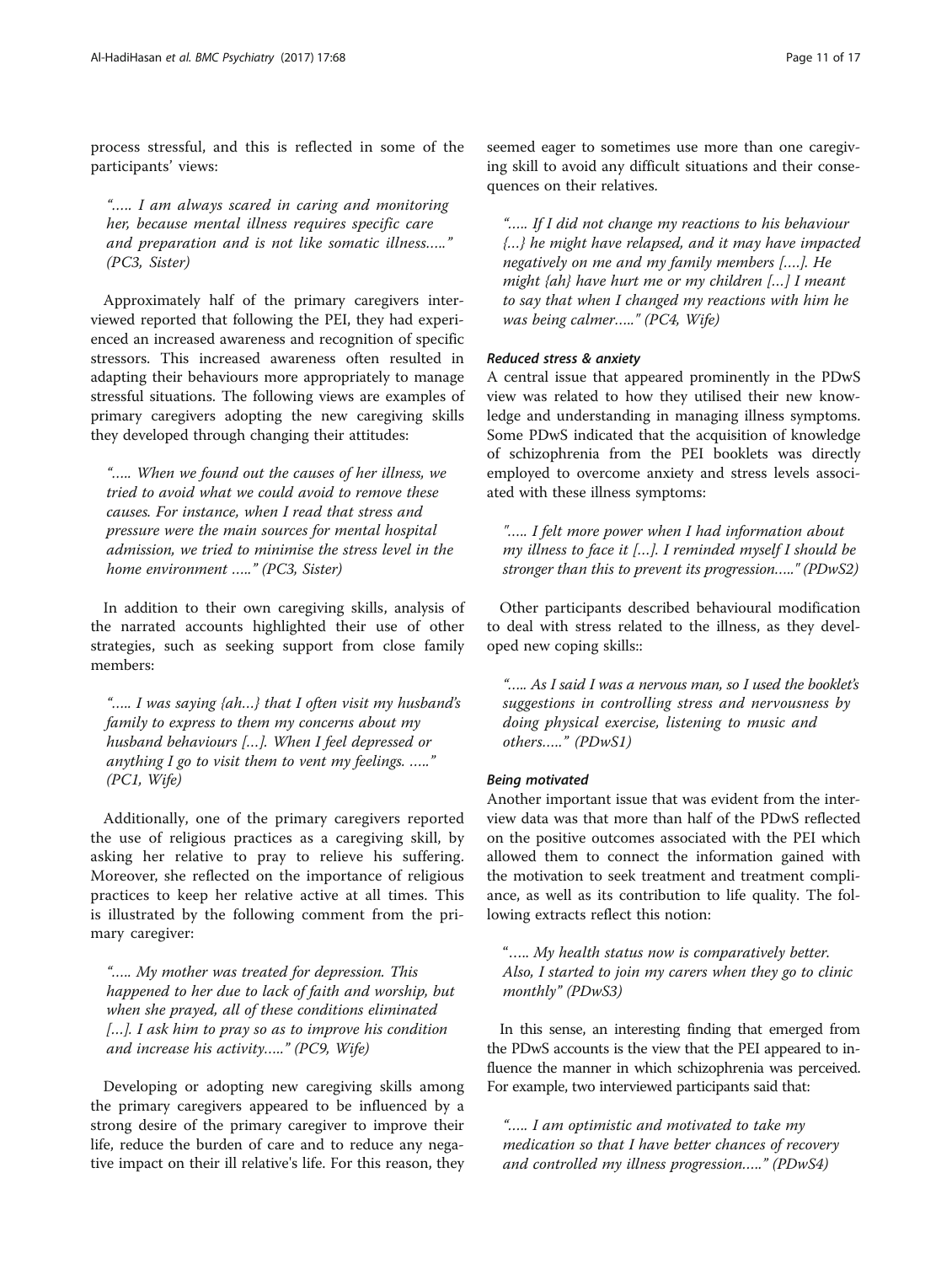process stressful, and this is reflected in some of the participants' views:

> *"….. I am always scared in caring and monitoring her, because mental illness requires specific care and preparation and is not like somatic illness….." (PC3, Sister)*

Approximately half of the primary caregivers interviewed reported that following the PEI, they had experienced an increased awareness and recognition of specific stressors. This increased awareness often resulted in adapting their behaviours more appropriately to manage stressful situations. The following views are examples of primary caregivers adopting the new caregiving skills they developed through changing their attitudes:

> *"….. When we found out the causes of her illness, we tried to avoid what we could avoid to remove these causes. For instance, when I read that stress and pressure were the main sources for mental hospital admission, we tried to minimise the stress level in the home environment ….." (PC3, Sister)*

In addition to their own caregiving skills, analysis of the narrated accounts highlighted their use of other strategies, such as seeking support from close family members:

> *"….. I was saying {ah…} that I often visit my husband's family to express to them my concerns about my husband behaviours […]. When I feel depressed or anything I go to visit them to vent my feelings. ….." (PC1, Wife)*

Additionally, one of the primary caregivers reported the use of religious practices as a caregiving skill, by asking her relative to pray to relieve his suffering. Moreover, she reflected on the importance of religious practices to keep her relative active at all times. This is illustrated by the following comment from the primary caregiver:

> *"….. My mother was treated for depression. This happened to her due to lack of faith and worship, but when she prayed, all of these conditions eliminated […]. I ask him to pray so as to improve his condition and increase his activity….." (PC9, Wife)*

Developing or adopting new caregiving skills among the primary caregivers appeared to be influenced by a strong desire of the primary caregiver to improve their life, reduce the burden of care and to reduce any negative impact on their ill relative's life. For this reason, they seemed eager to sometimes use more than one caregiving skill to avoid any difficult situations and their consequences on their relatives.

> *"….. If I did not change my reactions to his behaviour {…} he might have relapsed, and it may have impacted negatively on me and my family members [….]. He might {ah} have hurt me or my children […] I meant to say that when I changed my reactions with him he was being calmer….." (PC4, Wife)*

#### Reduced stress & anxiety

A central issue that appeared prominently in the PDwS view was related to how they utilised their new knowledge and understanding in managing illness symptoms. Some PDwS indicated that the acquisition of knowledge of schizophrenia from the PEI booklets was directly employed to overcome anxiety and stress levels associated with these illness symptoms:

> *"….. I felt more power when I had information about my illness to face it […]. I reminded myself I should be stronger than this to prevent its progression….." (PDwS2)*

Other participants described behavioural modification to deal with stress related to the illness, as they developed new coping skills::

> *"….. As I said I was a nervous man, so I used the booklet's suggestions in controlling stress and nervousness by doing physical exercise, listening to music and others….." (PDwS1)*

#### Being motivated

Another important issue that was evident from the interview data was that more than half of the PDwS reflected on the positive outcomes associated with the PEI which allowed them to connect the information gained with the motivation to seek treatment and treatment compliance, as well as its contribution to life quality. The following extracts reflect this notion:

> *"….. My health status now is comparatively better. Also, I started to join my carers when they go to clinic monthly" (PDwS3)*

In this sense, an interesting finding that emerged from the PDwS accounts is the view that the PEI appeared to influence the manner in which schizophrenia was perceived. For example, two interviewed participants said that:

> *"….. I am optimistic and motivated to take my medication so that I have better chances of recovery and controlled my illness progression….." (PDwS4)*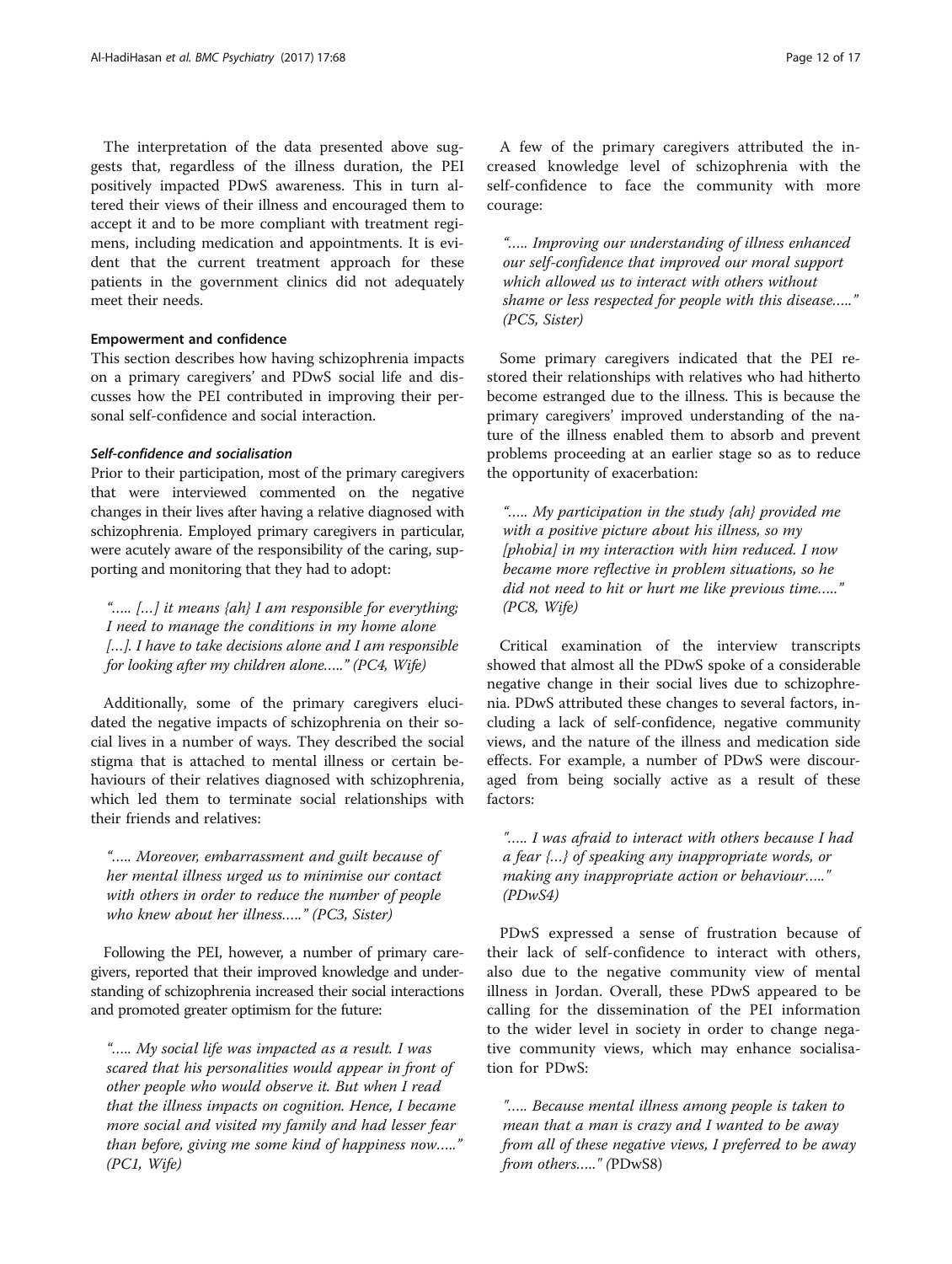The interpretation of the data presented above suggests that, regardless of the illness duration, the PEI positively impacted PDwS awareness. This in turn altered their views of their illness and encouraged them to accept it and to be more compliant with treatment regimens, including medication and appointments. It is evident that the current treatment approach for these patients in the government clinics did not adequately meet their needs.

### Empowerment and confidence

This section describes how having schizophrenia impacts on a primary caregivers' and PDwS social life and discusses how the PEI contributed in improving their personal self-confidence and social interaction.

#### *Self-confidence and socialisation*

Prior to their participation, most of the primary caregivers that were interviewed commented on the negative changes in their lives after having a relative diagnosed with schizophrenia. Employed primary caregivers in particular, were acutely aware of the responsibility of the caring, supporting and monitoring that they had to adopt:

> *"….. […] it means {ah} I am responsible for everything; I need to manage the conditions in my home alone […]. I have to take decisions alone and I am responsible for looking after my children alone….." (PC4, Wife)*

Additionally, some of the primary caregivers elucidated the negative impacts of schizophrenia on their social lives in a number of ways. They described the social stigma that is attached to mental illness or certain behaviours of their relatives diagnosed with schizophrenia, which led them to terminate social relationships with their friends and relatives:

> *"….. Moreover, embarrassment and guilt because of her mental illness urged us to minimise our contact with others in order to reduce the number of people who knew about her illness….." (PC3, Sister)*

Following the PEI, however, a number of primary caregivers, reported that their improved knowledge and understanding of schizophrenia increased their social interactions and promoted greater optimism for the future:

> *"….. My social life was impacted as a result. I was scared that his personalities would appear in front of other people who would observe it. But when I read that the illness impacts on cognition. Hence, I became more social and visited my family and had lesser fear than before, giving me some kind of happiness now….." (PC1, Wife)*

A few of the primary caregivers attributed the increased knowledge level of schizophrenia with the self-confidence to face the community with more courage:

> *"….. Improving our understanding of illness enhanced our self-confidence that improved our moral support which allowed us to interact with others without shame or less respected for people with this disease….." (PC5, Sister)*

Some primary caregivers indicated that the PEI restored their relationships with relatives who had hitherto become estranged due to the illness. This is because the primary caregivers' improved understanding of the nature of the illness enabled them to absorb and prevent problems proceeding at an earlier stage so as to reduce the opportunity of exacerbation:

> *"….. My participation in the study {ah} provided me with a positive picture about his illness, so my [phobia] in my interaction with him reduced. I now became more reflective in problem situations, so he did not need to hit or hurt me like previous time….." (PC8, Wife)*

Critical examination of the interview transcripts showed that almost all the PDwS spoke of a considerable negative change in their social lives due to schizophrenia. PDwS attributed these changes to several factors, including a lack of self-confidence, negative community views, and the nature of the illness and medication side effects. For example, a number of PDwS were discouraged from being socially active as a result of these factors:

> *"….. I was afraid to interact with others because I had a fear {…} of speaking any inappropriate words, or making any inappropriate action or behaviour….." (PDwS4)*

PDwS expressed a sense of frustration because of their lack of self-confidence to interact with others, also due to the negative community view of mental illness in Jordan. Overall, these PDwS appeared to be calling for the dissemination of the PEI information to the wider level in society in order to change negative community views, which may enhance socialisation for PDwS:

> *"….. Because mental illness among people is taken to mean that a man is crazy and I wanted to be away from all of these negative views, I preferred to be away from others….." (PDwS8)*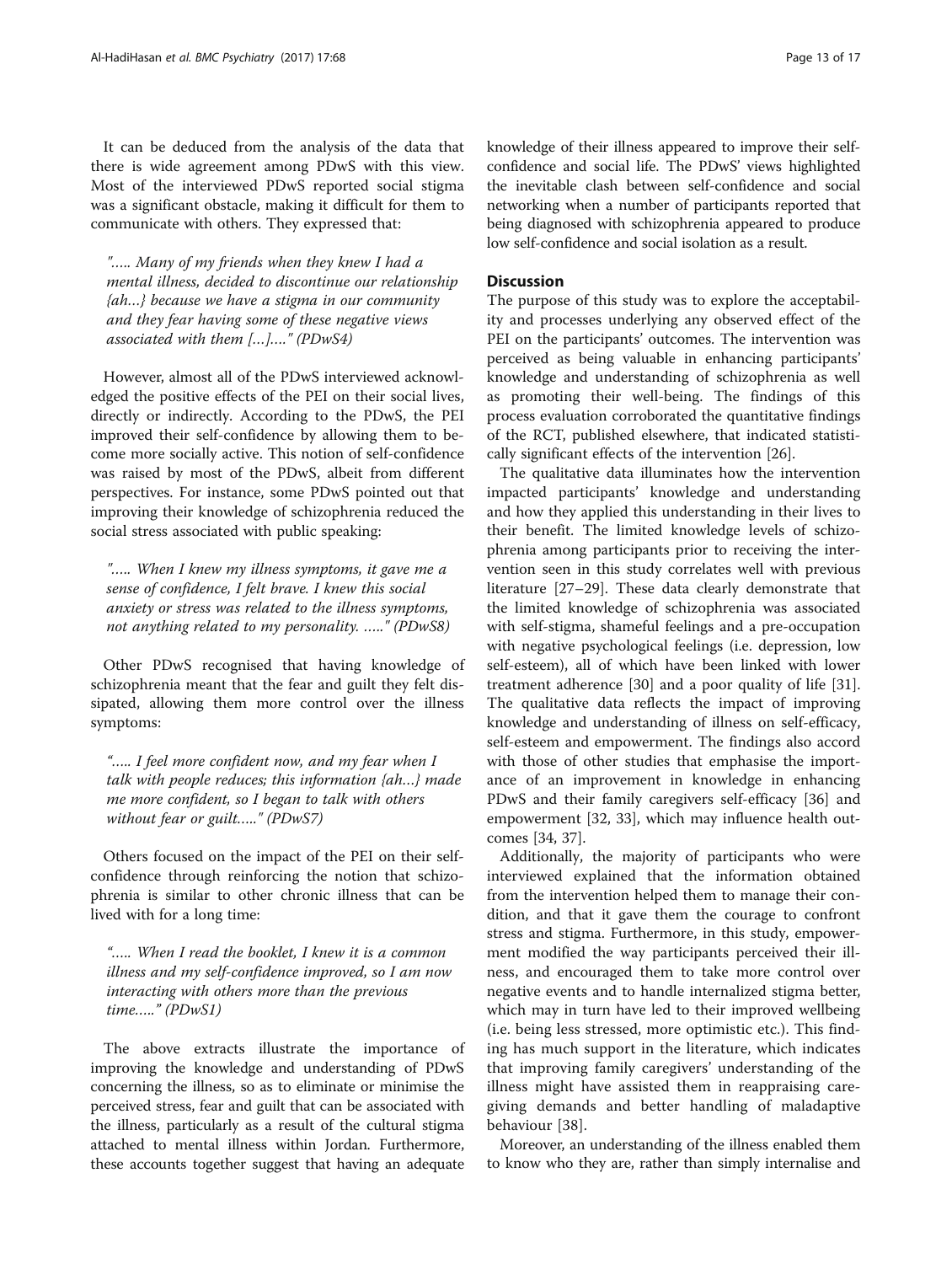It can be deduced from the analysis of the data that there is wide agreement among PDwS with this view. Most of the interviewed PDwS reported social stigma was a significant obstacle, making it difficult for them to communicate with others. They expressed that:

> *"….. Many of my friends when they knew I had a mental illness, decided to discontinue our relationship {ah…} because we have a stigma in our community and they fear having some of these negative views associated with them […]…." (PDwS4)*

However, almost all of the PDwS interviewed acknowledged the positive effects of the PEI on their social lives, directly or indirectly. According to the PDwS, the PEI improved their self-confidence by allowing them to become more socially active. This notion of self-confidence was raised by most of the PDwS, albeit from different perspectives. For instance, some PDwS pointed out that improving their knowledge of schizophrenia reduced the social stress associated with public speaking:

> *"….. When I knew my illness symptoms, it gave me a sense of confidence, I felt brave. I knew this social anxiety or stress was related to the illness symptoms, not anything related to my personality. ….." (PDwS8)*

Other PDwS recognised that having knowledge of schizophrenia meant that the fear and guilt they felt dissipated, allowing them more control over the illness symptoms:

> *"….. I feel more confident now, and my fear when I talk with people reduces; this information {ah…} made me more confident, so I began to talk with others without fear or guilt….." (PDwS7)*

Others focused on the impact of the PEI on their self-confidence through reinforcing the notion that schizophrenia is similar to other chronic illness that can be lived with for a long time:

> *"….. When I read the booklet, I knew it is a common illness and my self-confidence improved, so I am now interacting with others more than the previous time….." (PDwS1)*

The above extracts illustrate the importance of improving the knowledge and understanding of PDwS concerning the illness, so as to eliminate or minimise the perceived stress, fear and guilt that can be associated with the illness, particularly as a result of the cultural stigma attached to mental illness within Jordan. Furthermore, these accounts together suggest that having an adequate knowledge of their illness appeared to improve their self-confidence and social life. The PDwS' views highlighted the inevitable clash between self-confidence and social networking when a number of participants reported that being diagnosed with schizophrenia appeared to produce low self-confidence and social isolation as a result.

## Discussion

The purpose of this study was to explore the acceptability and processes underlying any observed effect of the PEI on the participants' outcomes. The intervention was perceived as being valuable in enhancing participants' knowledge and understanding of schizophrenia as well as promoting their well-being. The findings of this process evaluation corroborated the quantitative findings of the RCT, published elsewhere, that indicated statistically significant effects of the intervention [26].

The qualitative data illuminates how the intervention impacted participants' knowledge and understanding and how they applied this understanding in their lives to their benefit. The limited knowledge levels of schizophrenia among participants prior to receiving the intervention seen in this study correlates well with previous literature [27–29]. These data clearly demonstrate that the limited knowledge of schizophrenia was associated with self-stigma, shameful feelings and a pre-occupation with negative psychological feelings (i.e. depression, low self-esteem), all of which have been linked with lower treatment adherence [30] and a poor quality of life [31]. The qualitative data reflects the impact of improving knowledge and understanding of illness on self-efficacy, self-esteem and empowerment. The findings also accord with those of other studies that emphasise the importance of an improvement in knowledge in enhancing PDwS and their family caregivers self-efficacy [36] and empowerment [32, 33], which may influence health outcomes [34, 37].

Additionally, the majority of participants who were interviewed explained that the information obtained from the intervention helped them to manage their condition, and that it gave them the courage to confront stress and stigma. Furthermore, in this study, empowerment modified the way participants perceived their illness, and encouraged them to take more control over negative events and to handle internalized stigma better, which may in turn have led to their improved wellbeing (i.e. being less stressed, more optimistic etc.). This finding has much support in the literature, which indicates that improving family caregivers' understanding of the illness might have assisted them in reappraising caregiving demands and better handling of maladaptive behaviour [38].

Moreover, an understanding of the illness enabled them to know who they are, rather than simply internalise and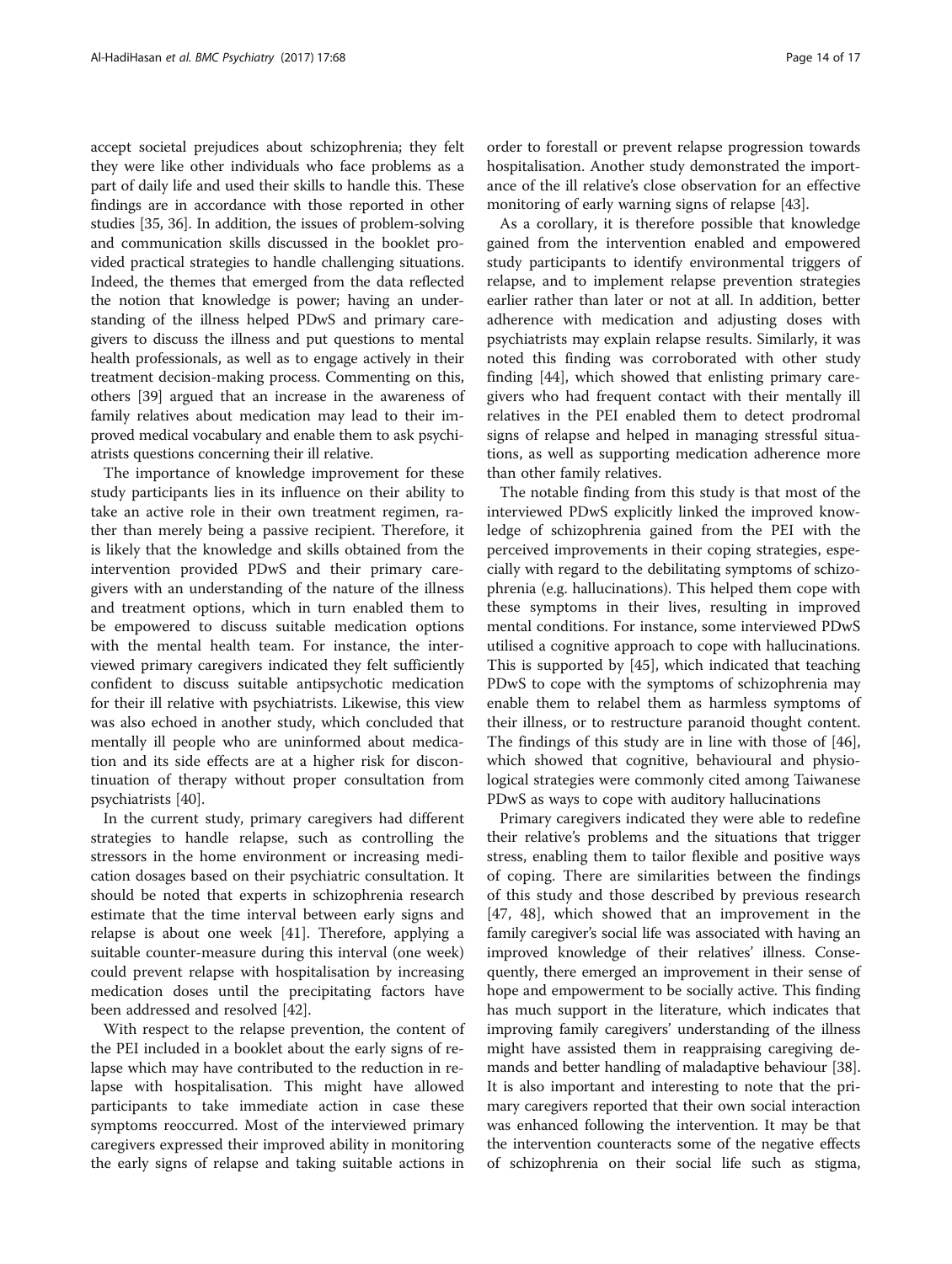accept societal prejudices about schizophrenia; they felt they were like other individuals who face problems as a part of daily life and used their skills to handle this. These findings are in accordance with those reported in other studies [35, 36]. In addition, the issues of problem-solving and communication skills discussed in the booklet provided practical strategies to handle challenging situations. Indeed, the themes that emerged from the data reflected the notion that knowledge is power; having an understanding of the illness helped PDwS and primary caregivers to discuss the illness and put questions to mental health professionals, as well as to engage actively in their treatment decision-making process. Commenting on this, others [39] argued that an increase in the awareness of family relatives about medication may lead to their improved medical vocabulary and enable them to ask psychiatrists questions concerning their ill relative.

The importance of knowledge improvement for these study participants lies in its influence on their ability to take an active role in their own treatment regimen, rather than merely being a passive recipient. Therefore, it is likely that the knowledge and skills obtained from the intervention provided PDwS and their primary caregivers with an understanding of the nature of the illness and treatment options, which in turn enabled them to be empowered to discuss suitable medication options with the mental health team. For instance, the interviewed primary caregivers indicated they felt sufficiently confident to discuss suitable antipsychotic medication for their ill relative with psychiatrists. Likewise, this view was also echoed in another study, which concluded that mentally ill people who are uninformed about medication and its side effects are at a higher risk for discontinuation of therapy without proper consultation from psychiatrists [40].

In the current study, primary caregivers had different strategies to handle relapse, such as controlling the stressors in the home environment or increasing medication dosages based on their psychiatric consultation. It should be noted that experts in schizophrenia research estimate that the time interval between early signs and relapse is about one week [41]. Therefore, applying a suitable counter-measure during this interval (one week) could prevent relapse with hospitalisation by increasing medication doses until the precipitating factors have been addressed and resolved [42].

With respect to the relapse prevention, the content of the PEI included in a booklet about the early signs of relapse which may have contributed to the reduction in relapse with hospitalisation. This might have allowed participants to take immediate action in case these symptoms reoccurred. Most of the interviewed primary caregivers expressed their improved ability in monitoring the early signs of relapse and taking suitable actions in order to forestall or prevent relapse progression towards hospitalisation. Another study demonstrated the importance of the ill relative's close observation for an effective monitoring of early warning signs of relapse [43].

As a corollary, it is therefore possible that knowledge gained from the intervention enabled and empowered study participants to identify environmental triggers of relapse, and to implement relapse prevention strategies earlier rather than later or not at all. In addition, better adherence with medication and adjusting doses with psychiatrists may explain relapse results. Similarly, it was noted this finding was corroborated with other study finding [44], which showed that enlisting primary caregivers who had frequent contact with their mentally ill relatives in the PEI enabled them to detect prodromal signs of relapse and helped in managing stressful situations, as well as supporting medication adherence more than other family relatives.

The notable finding from this study is that most of the interviewed PDwS explicitly linked the improved knowledge of schizophrenia gained from the PEI with the perceived improvements in their coping strategies, especially with regard to the debilitating symptoms of schizophrenia (e.g. hallucinations). This helped them cope with these symptoms in their lives, resulting in improved mental conditions. For instance, some interviewed PDwS utilised a cognitive approach to cope with hallucinations. This is supported by [45], which indicated that teaching PDwS to cope with the symptoms of schizophrenia may enable them to relabel them as harmless symptoms of their illness, or to restructure paranoid thought content. The findings of this study are in line with those of [46], which showed that cognitive, behavioural and physiological strategies were commonly cited among Taiwanese PDwS as ways to cope with auditory hallucinations

Primary caregivers indicated they were able to redefine their relative's problems and the situations that trigger stress, enabling them to tailor flexible and positive ways of coping. There are similarities between the findings of this study and those described by previous research [47, 48], which showed that an improvement in the family caregiver's social life was associated with having an improved knowledge of their relatives' illness. Consequently, there emerged an improvement in their sense of hope and empowerment to be socially active. This finding has much support in the literature, which indicates that improving family caregivers' understanding of the illness might have assisted them in reappraising caregiving demands and better handling of maladaptive behaviour [38]. It is also important and interesting to note that the primary caregivers reported that their own social interaction was enhanced following the intervention. It may be that the intervention counteracts some of the negative effects of schizophrenia on their social life such as stigma,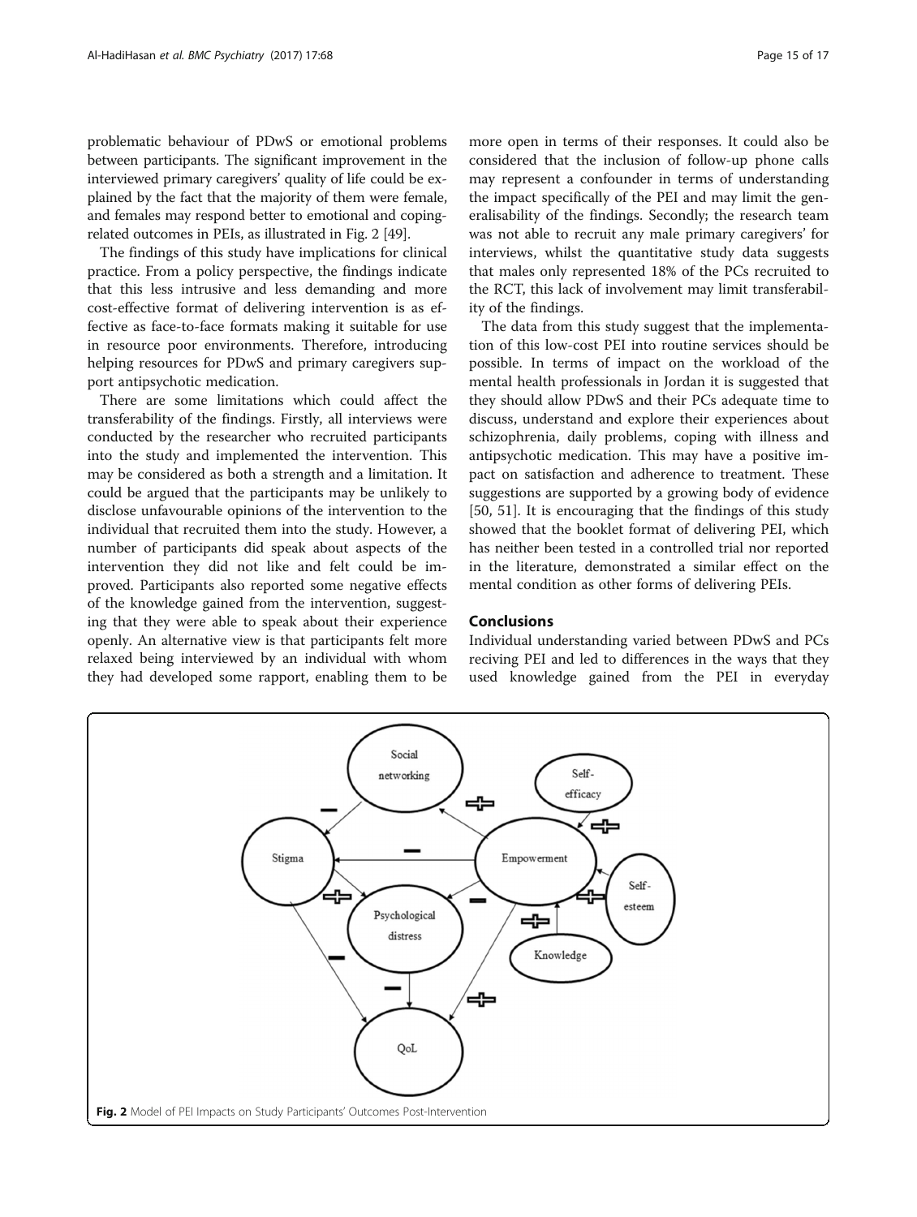problematic behaviour of PDwS or emotional problems between participants. The significant improvement in the interviewed primary caregivers' quality of life could be explained by the fact that the majority of them were female, and females may respond better to emotional and coping-related outcomes in PEIs, as illustrated in Fig. 2 [49].

The findings of this study have implications for clinical practice. From a policy perspective, the findings indicate that this less intrusive and less demanding and more cost-effective format of delivering intervention is as effective as face-to-face formats making it suitable for use in resource poor environments. Therefore, introducing helping resources for PDwS and primary caregivers support antipsychotic medication.

There are some limitations which could affect the transferability of the findings. Firstly, all interviews were conducted by the researcher who recruited participants into the study and implemented the intervention. This may be considered as both a strength and a limitation. It could be argued that the participants may be unlikely to disclose unfavourable opinions of the intervention to the individual that recruited them into the study. However, a number of participants did speak about aspects of the intervention they did not like and felt could be improved. Participants also reported some negative effects of the knowledge gained from the intervention, suggesting that they were able to speak about their experience openly. An alternative view is that participants felt more relaxed being interviewed by an individual with whom they had developed some rapport, enabling them to be more open in terms of their responses. It could also be considered that the inclusion of follow-up phone calls may represent a confounder in terms of understanding the impact specifically of the PEI and may limit the generalisability of the findings. Secondly; the research team was not able to recruit any male primary caregivers' for interviews, whilst the quantitative study data suggests that males only represented 18% of the PCs recruited to the RCT, this lack of involvement may limit transferability of the findings.

The data from this study suggest that the implementation of this low-cost PEI into routine services should be possible. In terms of impact on the workload of the mental health professionals in Jordan it is suggested that they should allow PDwS and their PCs adequate time to discuss, understand and explore their experiences about schizophrenia, daily problems, coping with illness and antipsychotic medication. This may have a positive impact on satisfaction and adherence to treatment. These suggestions are supported by a growing body of evidence [50, 51]. It is encouraging that the findings of this study showed that the booklet format of delivering PEI, which has neither been tested in a controlled trial nor reported in the literature, demonstrated a similar effect on the mental condition as other forms of delivering PEIs.

## Conclusions

Individual understanding varied between PDwS and PCs reciving PEI and led to differences in the ways that they used knowledge gained from the PEI in everyday

**Fig. 2** Model of PEI Impacts on Study Participants' Outcomes Post-Intervention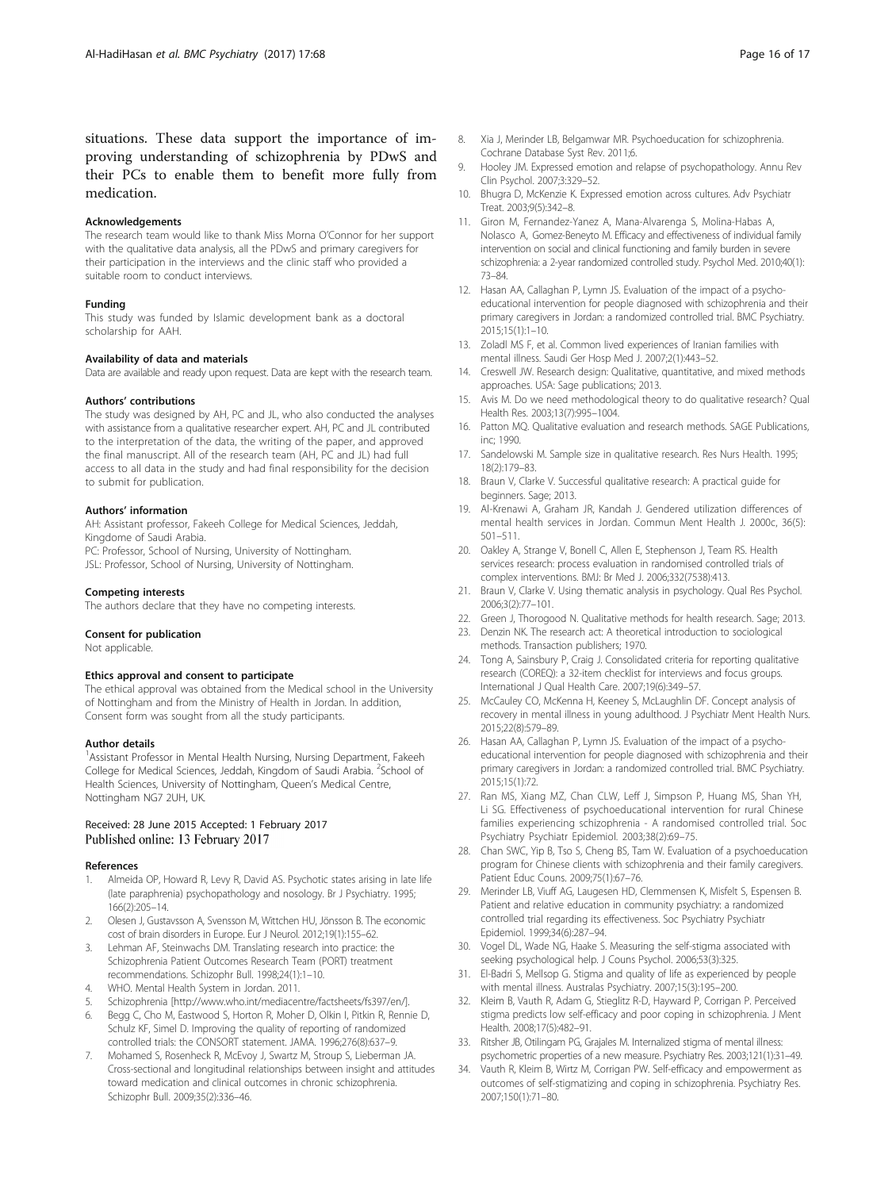situations. These data support the importance of improving understanding of schizophrenia by PDwS and their PCs to enable them to benefit more fully from medication.

#### Acknowledgements

The research team would like to thank Miss Morna O'Connor for her support with the qualitative data analysis, all the PDwS and primary caregivers for their participation in the interviews and the clinic staff who provided a suitable room to conduct interviews.

#### Funding

This study was funded by Islamic development bank as a doctoral scholarship for AAH.

#### Availability of data and materials

Data are available and ready upon request. Data are kept with the research team.

#### Authors' contributions

The study was designed by AH, PC and JL, who also conducted the analyses with assistance from a qualitative researcher expert. AH, PC and JL contributed to the interpretation of the data, the writing of the paper, and approved the final manuscript. All of the research team (AH, PC and JL) had full access to all data in the study and had final responsibility for the decision to submit for publication.

#### Authors' information

AH: Assistant professor, Fakeeh College for Medical Sciences, Jeddah, Kingdome of Saudi Arabia.
PC: Professor, School of Nursing, University of Nottingham.
JSL: Professor, School of Nursing, University of Nottingham.

#### Competing interests

The authors declare that they have no competing interests.

#### Consent for publication

Not applicable.

#### Ethics approval and consent to participate

The ethical approval was obtained from the Medical school in the University of Nottingham and from the Ministry of Health in Jordan. In addition, Consent form was sought from all the study participants.

#### Author details

[1]Assistant Professor in Mental Health Nursing, Nursing Department, Fakeeh College for Medical Sciences, Jeddah, Kingdom of Saudi Arabia. [2]School of Health Sciences, University of Nottingham, Queen's Medical Centre, Nottingham NG7 2UH, UK.

Received: 28 June 2015 Accepted: 1 February 2017
Published online: 13 February 2017

#### References

1. Almeida OP, Howard R, Levy R, David AS. Psychotic states arising in late life (late paraphrenia) psychopathology and nosology. Br J Psychiatry. 1995; 166(2):205–14.
2. Olesen J, Gustavsson A, Svensson M, Wittchen HU, Jönsson B. The economic cost of brain disorders in Europe. Eur J Neurol. 2012;19(1):155–62.
3. Lehman AF, Steinwachs DM. Translating research into practice: the Schizophrenia Patient Outcomes Research Team (PORT) treatment recommendations. Schizophr Bull. 1998;24(1):1–10.
4. WHO. Mental Health System in Jordan. 2011.
5. Schizophrenia [http://www.who.int/mediacentre/factsheets/fs397/en/].
6. Begg C, Cho M, Eastwood S, Horton R, Moher D, Olkin I, Pitkin R, Rennie D, Schulz KF, Simel D. Improving the quality of reporting of randomized controlled trials: the CONSORT statement. JAMA. 1996;276(8):637–9.
7. Mohamed S, Rosenheck R, McEvoy J, Swartz M, Stroup S, Lieberman JA. Cross-sectional and longitudinal relationships between insight and attitudes toward medication and clinical outcomes in chronic schizophrenia. Schizophr Bull. 2009;35(2):336–46.
8. Xia J, Merinder LB, Belgamwar MR. Psychoeducation for schizophrenia. Cochrane Database Syst Rev. 2011;6.
9. Hooley JM. Expressed emotion and relapse of psychopathology. Annu Rev Clin Psychol. 2007;3:329–52.
10. Bhugra D, McKenzie K. Expressed emotion across cultures. Adv Psychiatr Treat. 2003;9(5):342–8.
11. Giron M, Fernandez-Yanez A, Mana-Alvarenga S, Molina-Habas A, Nolasco A, Gomez-Beneyto M. Efficacy and effectiveness of individual family intervention on social and clinical functioning and family burden in severe schizophrenia: a 2-year randomized controlled study. Psychol Med. 2010;40(1): 73–84.
12. Hasan AA, Callaghan P, Lymn JS. Evaluation of the impact of a psychoeducational intervention for people diagnosed with schizophrenia and their primary caregivers in Jordan: a randomized controlled trial. BMC Psychiatry. 2015;15(1):1–10.
13. Zoladl MS F, et al. Common lived experiences of Iranian families with mental illness. Saudi Ger Hosp Med J. 2007;2(1):443–52.
14. Creswell JW. Research design: Qualitative, quantitative, and mixed methods approaches. USA: Sage publications; 2013.
15. Avis M. Do we need methodological theory to do qualitative research? Qual Health Res. 2003;13(7):995–1004.
16. Patton MQ. Qualitative evaluation and research methods. SAGE Publications, inc; 1990.
17. Sandelowski M. Sample size in qualitative research. Res Nurs Health. 1995; 18(2):179–83.
18. Braun V, Clarke V. Successful qualitative research: A practical guide for beginners. Sage; 2013.
19. Al-Krenawi A, Graham JR, Kandah J. Gendered utilization differences of mental health services in Jordan. Commun Ment Health J. 2000c, 36(5): 501–511.
20. Oakley A, Strange V, Bonell C, Allen E, Stephenson J, Team RS. Health services research: process evaluation in randomised controlled trials of complex interventions. BMJ: Br Med J. 2006;332(7538):413.
21. Braun V, Clarke V. Using thematic analysis in psychology. Qual Res Psychol. 2006;3(2):77–101.
22. Green J, Thorogood N. Qualitative methods for health research. Sage; 2013.
23. Denzin NK. The research act: A theoretical introduction to sociological methods. Transaction publishers; 1970.
24. Tong A, Sainsbury P, Craig J. Consolidated criteria for reporting qualitative research (COREQ): a 32-item checklist for interviews and focus groups. International J Qual Health Care. 2007;19(6):349–57.
25. McCauley CO, McKenna H, Keeney S, McLaughlin DF. Concept analysis of recovery in mental illness in young adulthood. J Psychiatr Ment Health Nurs. 2015;22(8):579–89.
26. Hasan AA, Callaghan P, Lymn JS. Evaluation of the impact of a psychoeducational intervention for people diagnosed with schizophrenia and their primary caregivers in Jordan: a randomized controlled trial. BMC Psychiatry. 2015;15(1):72.
27. Ran MS, Xiang MZ, Chan CLW, Leff J, Simpson P, Huang MS, Shan YH, Li SG. Effectiveness of psychoeducational intervention for rural Chinese families experiencing schizophrenia - A randomised controlled trial. Soc Psychiatry Psychiatr Epidemiol. 2003;38(2):69–75.
28. Chan SWC, Yip B, Tso S, Cheng BS, Tam W. Evaluation of a psychoeducation program for Chinese clients with schizophrenia and their family caregivers. Patient Educ Couns. 2009;75(1):67–76.
29. Merinder LB, Viuff AG, Laugesen HD, Clemmensen K, Misfelt S, Espensen B. Patient and relative education in community psychiatry: a randomized controlled trial regarding its effectiveness. Soc Psychiatry Psychiatr Epidemiol. 1999;34(6):287–94.
30. Vogel DL, Wade NG, Haake S. Measuring the self-stigma associated with seeking psychological help. J Couns Psychol. 2006;53(3):325.
31. El-Badri S, Mellsop G. Stigma and quality of life as experienced by people with mental illness. Australas Psychiatry. 2007;15(3):195–200.
32. Kleim B, Vauth R, Adam G, Stieglitz R-D, Hayward P, Corrigan P. Perceived stigma predicts low self-efficacy and poor coping in schizophrenia. J Ment Health. 2008;17(5):482–91.
33. Ritsher JB, Otilingam PG, Grajales M. Internalized stigma of mental illness: psychometric properties of a new measure. Psychiatry Res. 2003;121(1):31–49.
34. Vauth R, Kleim B, Wirtz M, Corrigan PW. Self-efficacy and empowerment as outcomes of self-stigmatizing and coping in schizophrenia. Psychiatry Res. 2007;150(1):71–80.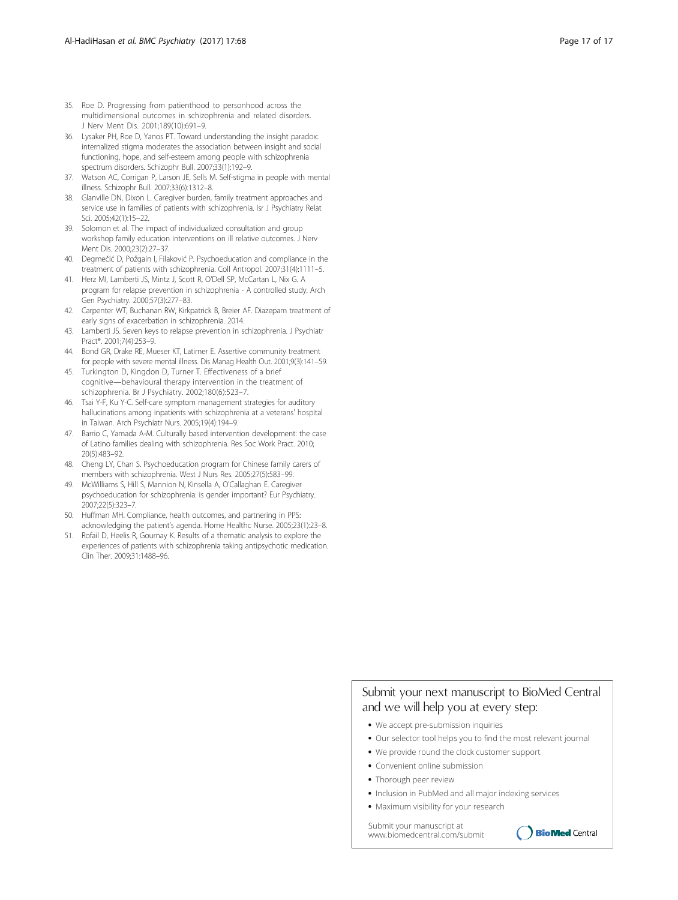35. Roe D. Progressing from patienthood to personhood across the multidimensional outcomes in schizophrenia and related disorders. J Nerv Ment Dis. 2001;189(10):691–9.
36. Lysaker PH, Roe D, Yanos PT. Toward understanding the insight paradox: internalized stigma moderates the association between insight and social functioning, hope, and self-esteem among people with schizophrenia spectrum disorders. Schizophr Bull. 2007;33(1):192–9.
37. Watson AC, Corrigan P, Larson JE, Sells M. Self-stigma in people with mental illness. Schizophr Bull. 2007;33(6):1312–8.
38. Glanville DN, Dixon L. Caregiver burden, family treatment approaches and service use in families of patients with schizophrenia. Isr J Psychiatry Relat Sci. 2005;42(1):15–22.
39. Solomon et al. The impact of individualized consultation and group workshop family education interventions on ill relative outcomes. J Nerv Ment Dis. 2000;23(2):27–37.
40. Degmečić D, Požgain I, Filaković P. Psychoeducation and compliance in the treatment of patients with schizophrenia. Coll Antropol. 2007;31(4):1111–5.
41. Herz MI, Lamberti JS, Mintz J, Scott R, O'Dell SP, McCartan L, Nix G. A program for relapse prevention in schizophrenia - A controlled study. Arch Gen Psychiatry. 2000;57(3):277–83.
42. Carpenter WT, Buchanan RW, Kirkpatrick B, Breier AF. Diazepam treatment of early signs of exacerbation in schizophrenia. 2014.
43. Lamberti JS. Seven keys to relapse prevention in schizophrenia. J Psychiatr Pract®. 2001;7(4):253–9.
44. Bond GR, Drake RE, Mueser KT, Latimer E. Assertive community treatment for people with severe mental illness. Dis Manag Health Out. 2001;9(3):141–59.
45. Turkington D, Kingdon D, Turner T. Effectiveness of a brief cognitive—behavioural therapy intervention in the treatment of schizophrenia. Br J Psychiatry. 2002;180(6):523–7.
46. Tsai Y-F, Ku Y-C. Self-care symptom management strategies for auditory hallucinations among inpatients with schizophrenia at a veterans' hospital in Taiwan. Arch Psychiatr Nurs. 2005;19(4):194–9.
47. Barrio C, Yamada A-M. Culturally based intervention development: the case of Latino families dealing with schizophrenia. Res Soc Work Pract. 2010; 20(5):483–92.
48. Cheng LY, Chan S. Psychoeducation program for Chinese family carers of members with schizophrenia. West J Nurs Res. 2005;27(5):583–99.
49. McWilliams S, Hill S, Mannion N, Kinsella A, O'Callaghan E. Caregiver psychoeducation for schizophrenia: is gender important? Eur Psychiatry. 2007;22(5):323–7.
50. Huffman MH. Compliance, health outcomes, and partnering in PPS: acknowledging the patient's agenda. Home Healthc Nurse. 2005;23(1):23–8.
51. Rofail D, Heelis R, Gournay K. Results of a thematic analysis to explore the experiences of patients with schizophrenia taking antipsychotic medication. Clin Ther. 2009;31:1488–96.

Submit your next manuscript to BioMed Central and we will help you at every step:

- We accept pre-submission inquiries
- Our selector tool helps you to find the most relevant journal
- We provide round the clock customer support
- Convenient online submission
- Thorough peer review
- Inclusion in PubMed and all major indexing services
- Maximum visibility for your research

Submit your manuscript at www.biomedcentral.com/submit

BioMed Central